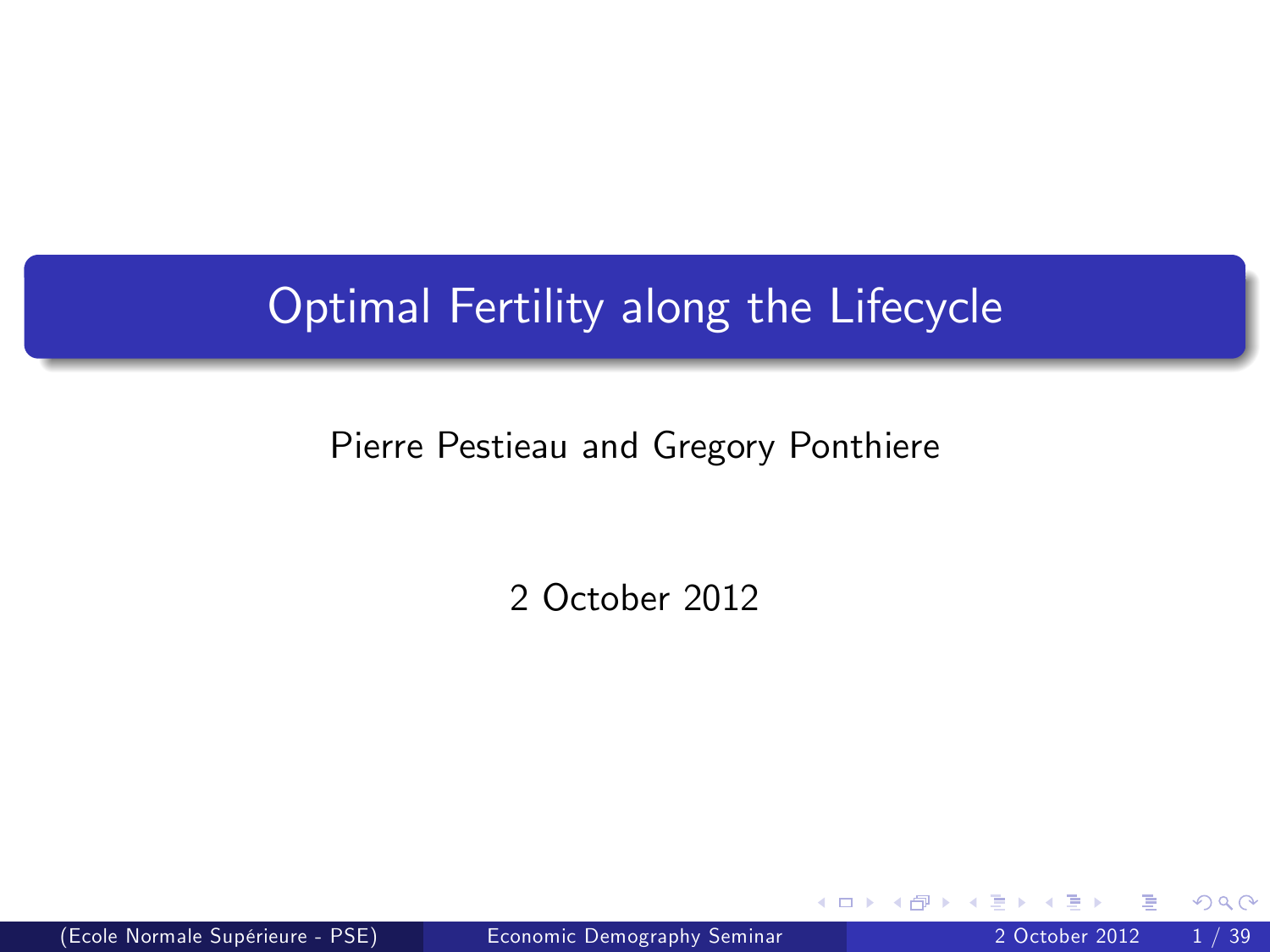# Optimal Fertility along the Lifecycle

Pierre Pestieau and Gregory Ponthiere

2 October 2012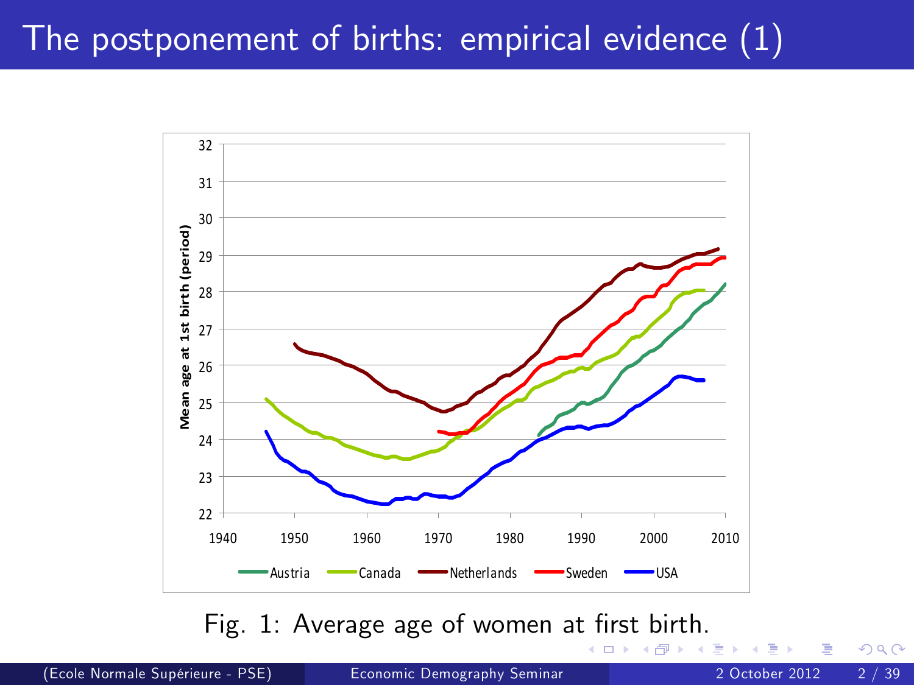# The postponement of births: empirical evidence (1)

Fig. 1: Average age of women at first birth.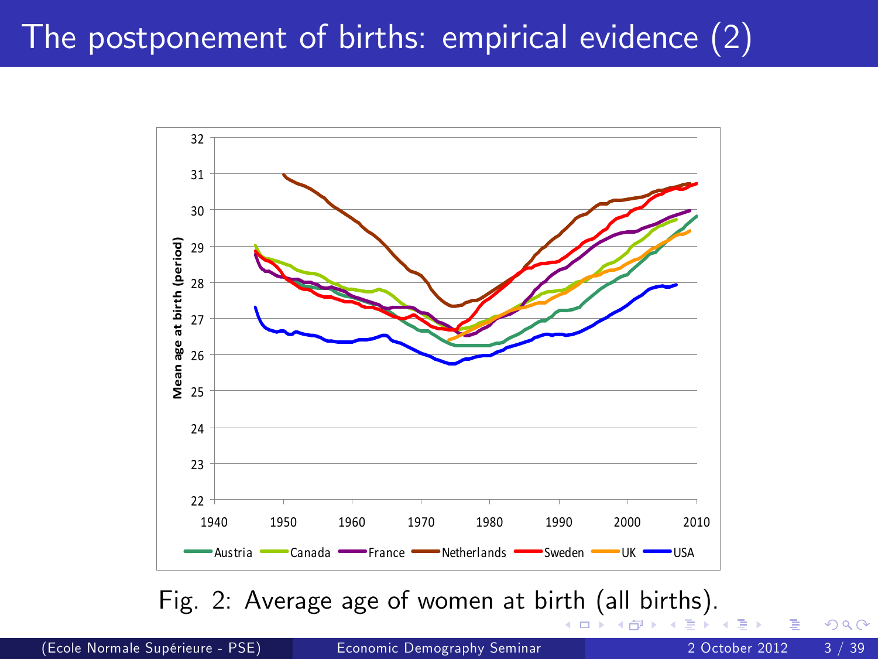# The postponement of births: empirical evidence (2)

Fig. 2: Average age of women at birth (all births).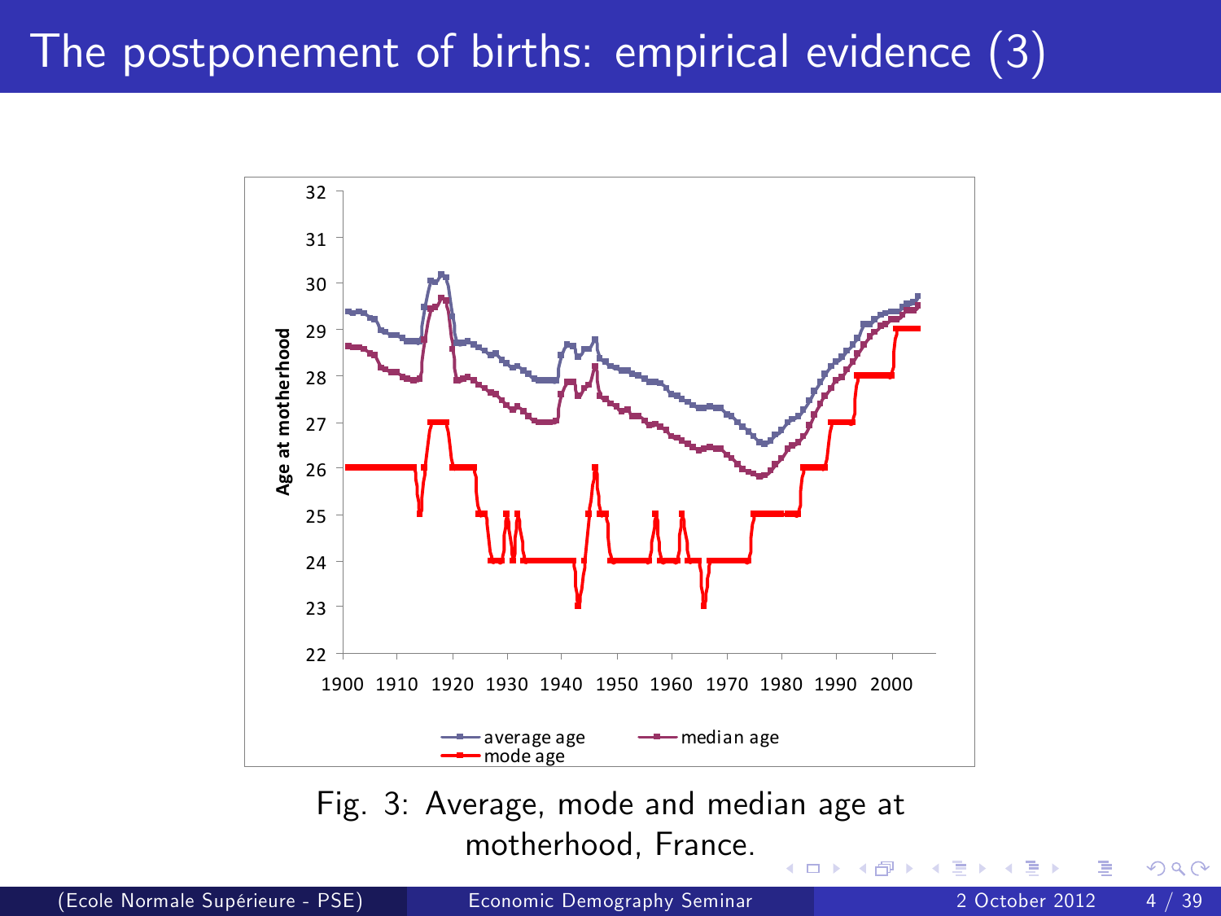# The postponement of births: empirical evidence (3)

Fig. 3: Average, mode and median age at motherhood, France.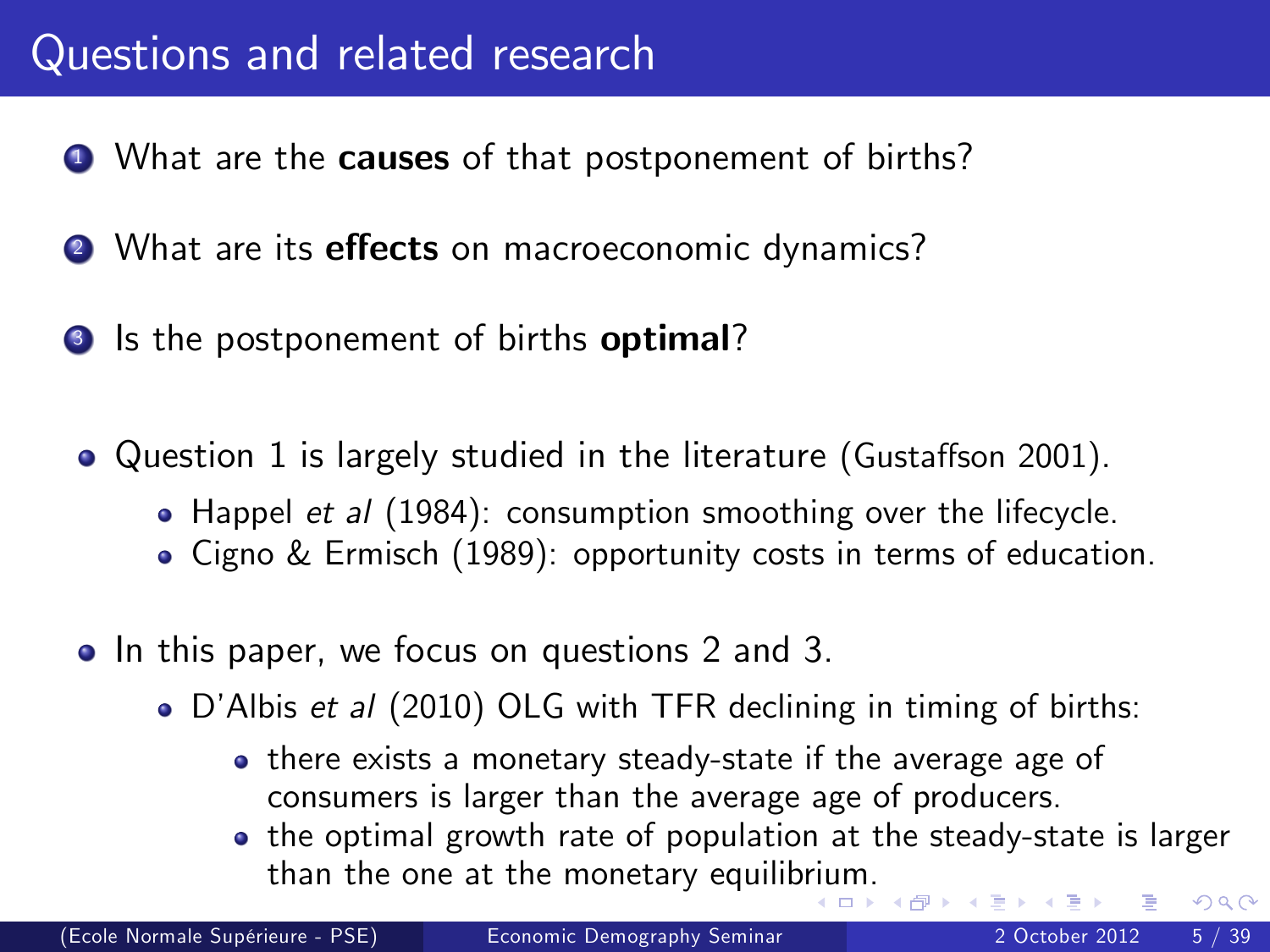# Questions and related research

1. What are the **causes** of that postponement of births?
2. What are its **effects** on macroeconomic dynamics?
3. Is the postponement of births **optimal**?

- Question 1 is largely studied in the literature (Gustaffson 2001).
  - Happel *et al* (1984): consumption smoothing over the lifecycle.
  - Cigno & Ermisch (1989): opportunity costs in terms of education.
- In this paper, we focus on questions 2 and 3.
  - D'Albis *et al* (2010) OLG with TFR declining in timing of births:
    - there exists a monetary steady-state if the average age of consumers is larger than the average age of producers.
    - the optimal growth rate of population at the steady-state is larger than the one at the monetary equilibrium.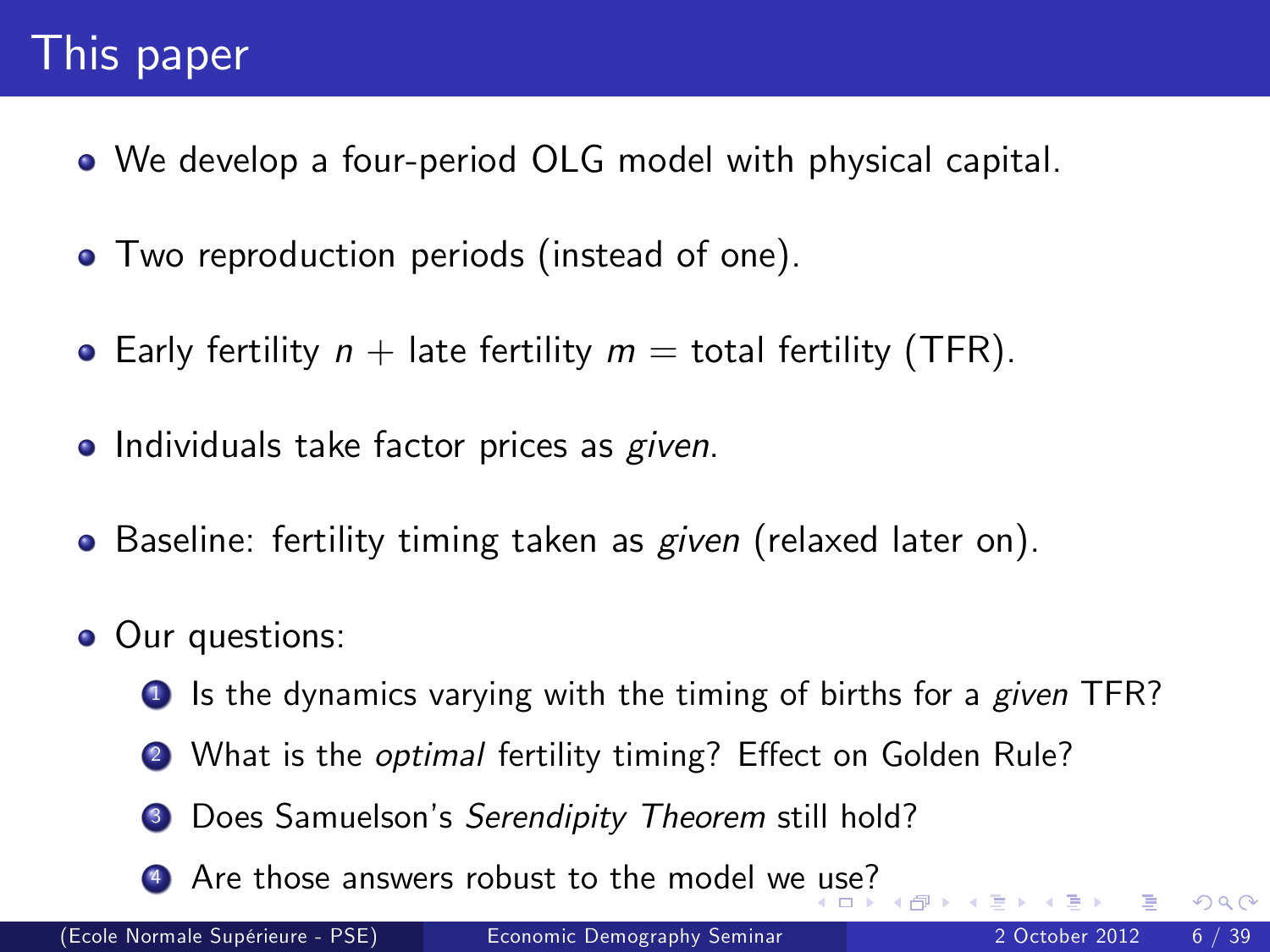# This paper

- We develop a four-period OLG model with physical capital.
- Two reproduction periods (instead of one).
- Early fertility $n$ + late fertility $m$ = total fertility (TFR).
- Individuals take factor prices as *given*.
- Baseline: fertility timing taken as *given* (relaxed later on).
- Our questions:
  1. Is the dynamics varying with the timing of births for a *given* TFR?
  2. What is the *optimal* fertility timing? Effect on Golden Rule?
  3. Does Samuelson's *Serendipity Theorem* still hold?
  4. Are those answers robust to the model we use?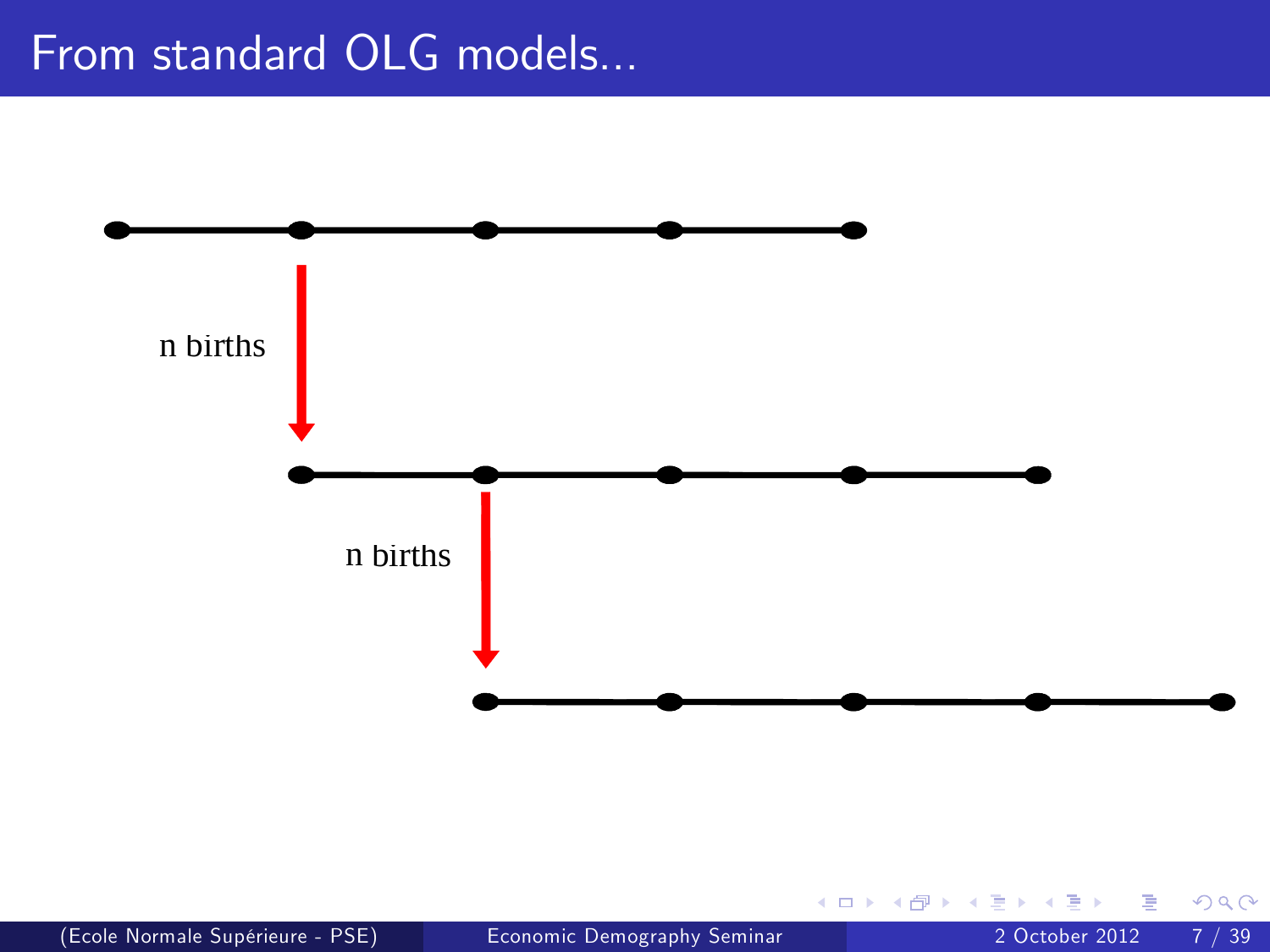# From standard OLG models...

n births

n births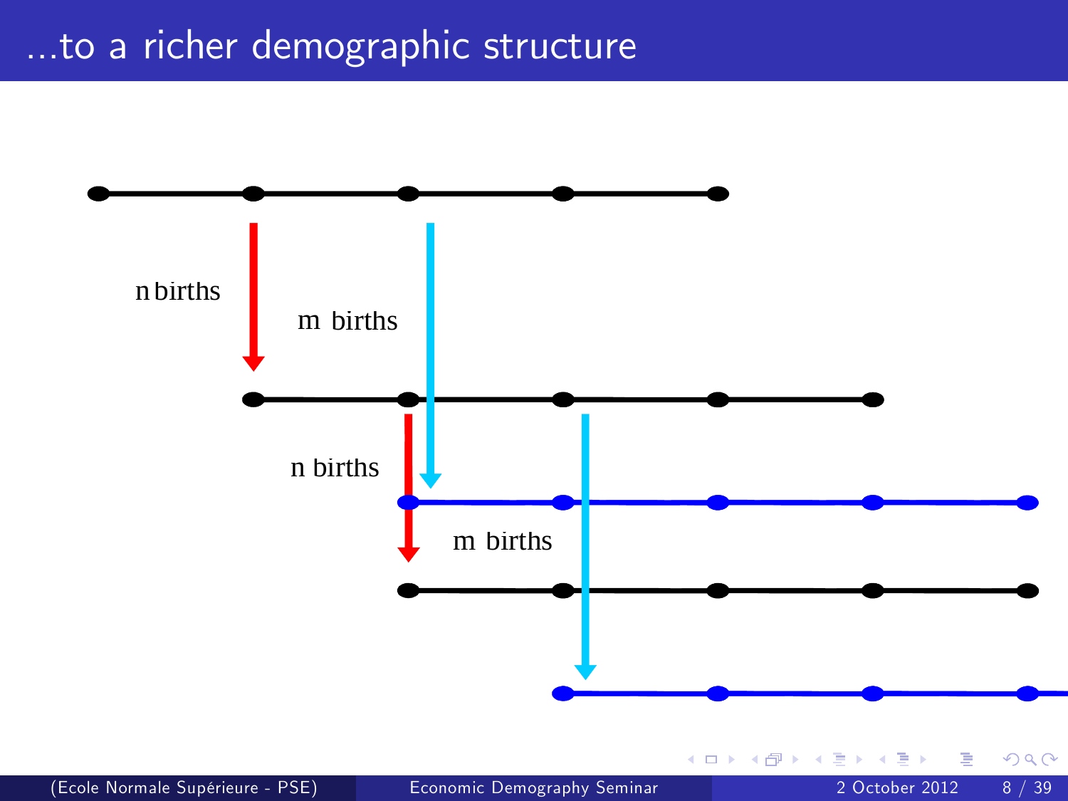# ...to a richer demographic structure

n births

m births

n births

m births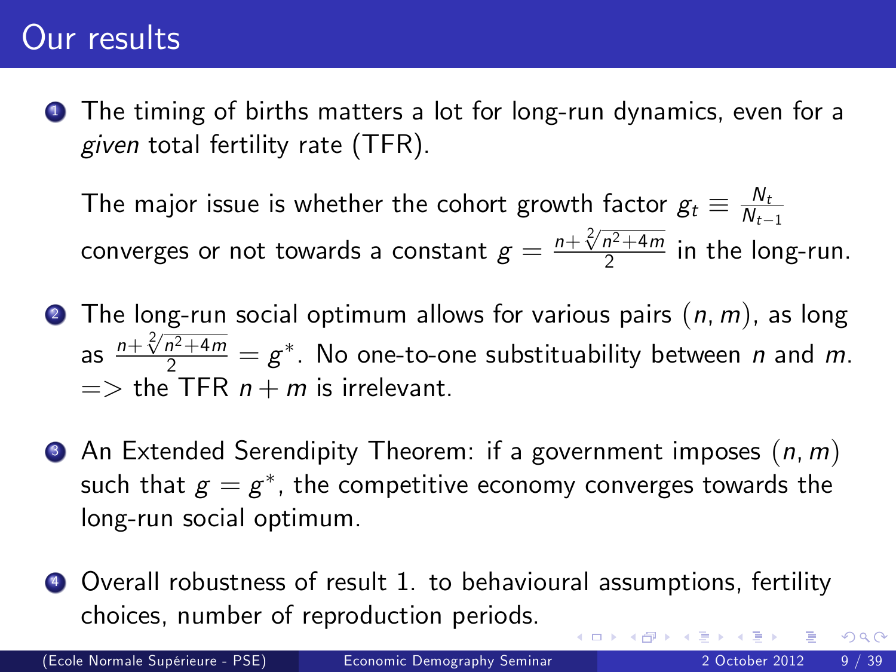# Our results

1. The timing of births matters a lot for long-run dynamics, even for a *given* total fertility rate (TFR).

   The major issue is whether the cohort growth factor $g_t \equiv \frac{N_t}{N_{t-1}}$ converges or not towards a constant $g = \frac{n+\sqrt[2]{n^2+4m}}{2}$ in the long-run.

2. The long-run social optimum allows for various pairs $(n, m)$, as long as $\frac{n+\sqrt[2]{n^2+4m}}{2} = g^*$. No one-to-one substituability between $n$ and $m$. => the TFR $n + m$ is irrelevant.

3. An Extended Serendipity Theorem: if a government imposes $(n, m)$ such that $g = g^*$, the competitive economy converges towards the long-run social optimum.

4. Overall robustness of result 1. to behavioural assumptions, fertility choices, number of reproduction periods.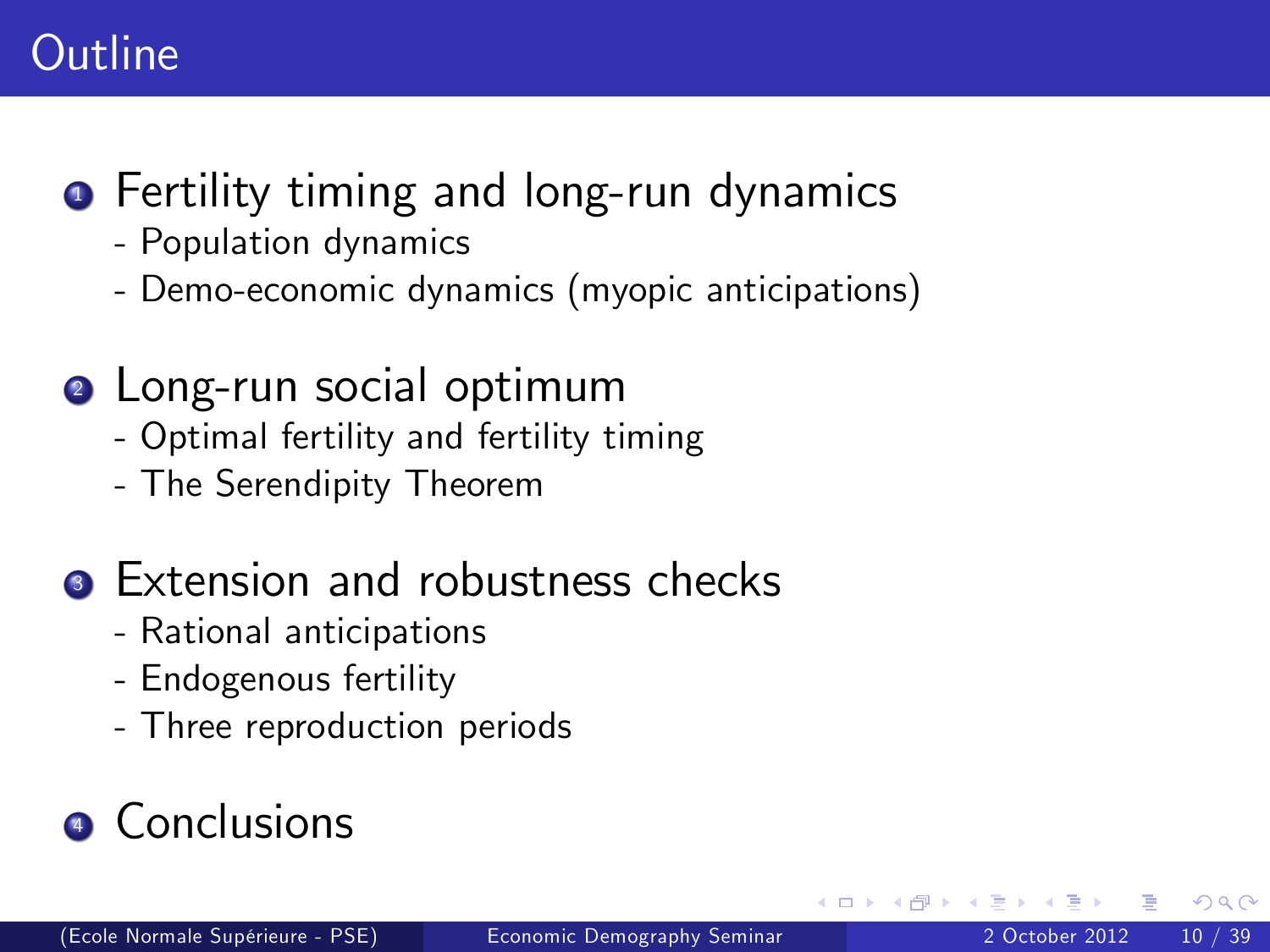# Outline

1. Fertility timing and long-run dynamics
   - Population dynamics
   - Demo-economic dynamics (myopic anticipations)

2. Long-run social optimum
   - Optimal fertility and fertility timing
   - The Serendipity Theorem

3. Extension and robustness checks
   - Rational anticipations
   - Endogenous fertility
   - Three reproduction periods

4. Conclusions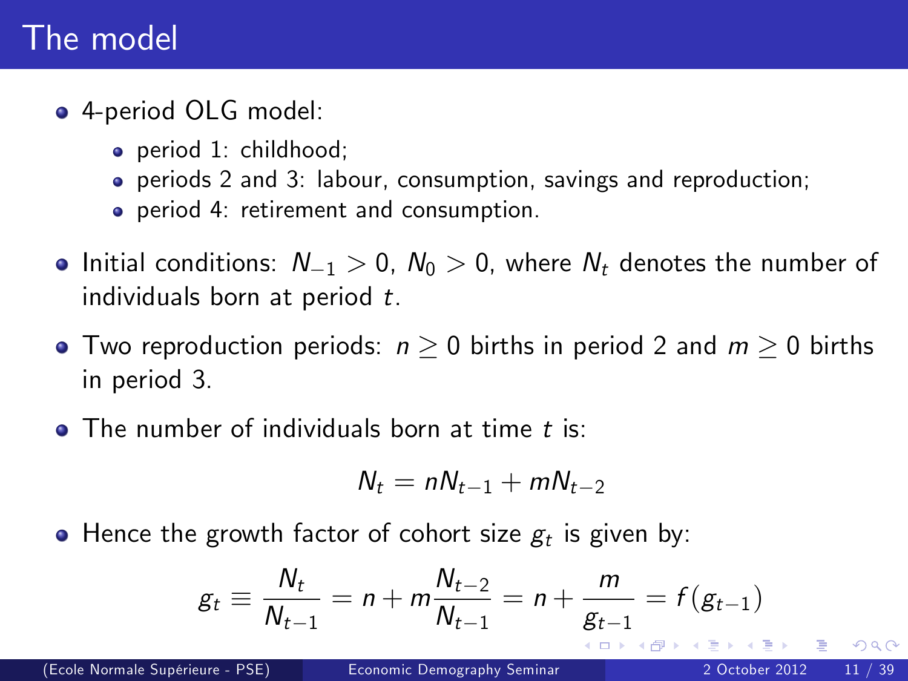# The model

- 4-period OLG model:
  - period 1: childhood;
  - periods 2 and 3: labour, consumption, savings and reproduction;
  - period 4: retirement and consumption.
- Initial conditions: $N_{-1} > 0$, $N_0 > 0$, where $N_t$ denotes the number of individuals born at period $t$.
- Two reproduction periods: $n \geq 0$ births in period 2 and $m \geq 0$ births in period 3.
- The number of individuals born at time $t$ is:

$$N_t = nN_{t-1} + mN_{t-2}$$

- Hence the growth factor of cohort size $g_t$ is given by:

$$g_t \equiv \frac{N_t}{N_{t-1}} = n + m\frac{N_{t-2}}{N_{t-1}} = n + \frac{m}{g_{t-1}} = f(g_{t-1})$$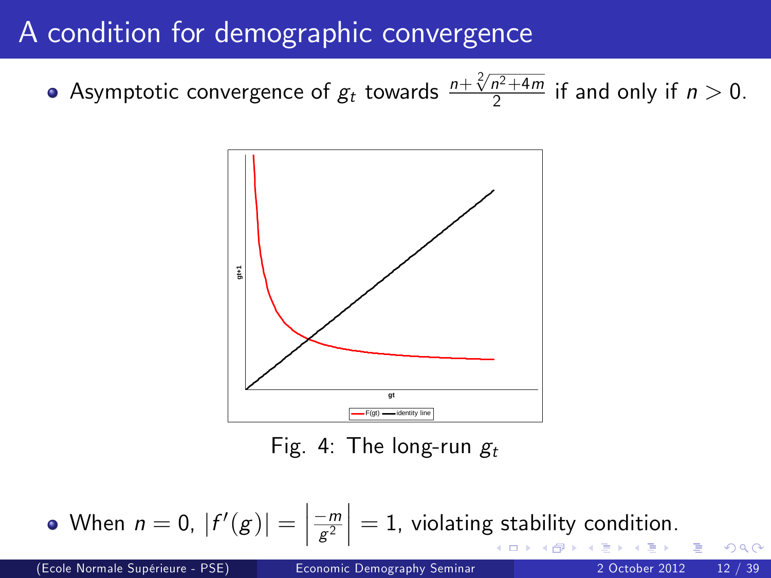# A condition for demographic convergence

- Asymptotic convergence of $g_t$ towards $\frac{n+\sqrt[2]{n^2+4m}}{2}$ if and only if $n > 0$.

Fig. 4: The long-run $g_t$

- When $n = 0$, $|f'(g)| = \left|\frac{-m}{g^2}\right| = 1$, violating stability condition.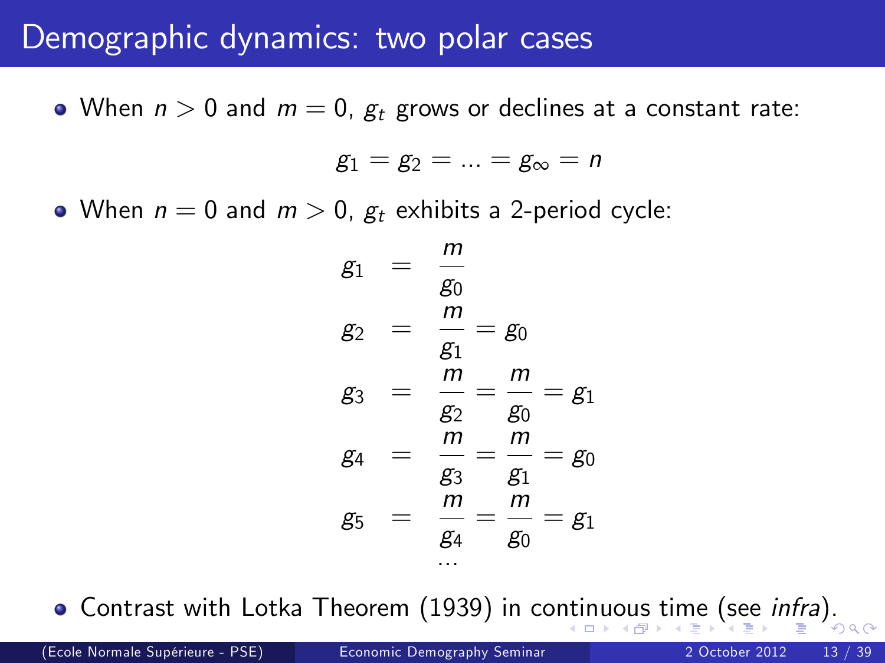# Demographic dynamics: two polar cases

- When $n > 0$ and $m = 0$, $g_t$ grows or declines at a constant rate:

$$g_1 = g_2 = ... = g_\infty = n$$

- When $n = 0$ and $m > 0$, $g_t$ exhibits a 2-period cycle:

$$\begin{aligned}
g_1 &= \frac{m}{g_0} \\
g_2 &= \frac{m}{g_1} = g_0 \\
g_3 &= \frac{m}{g_2} = \frac{m}{g_0} = g_1 \\
g_4 &= \frac{m}{g_3} = \frac{m}{g_1} = g_0 \\
g_5 &= \frac{m}{g_4} = \frac{m}{g_0} = g_1 \\
&\ldots
\end{aligned}$$

- Contrast with Lotka Theorem (1939) in continuous time (see *infra*).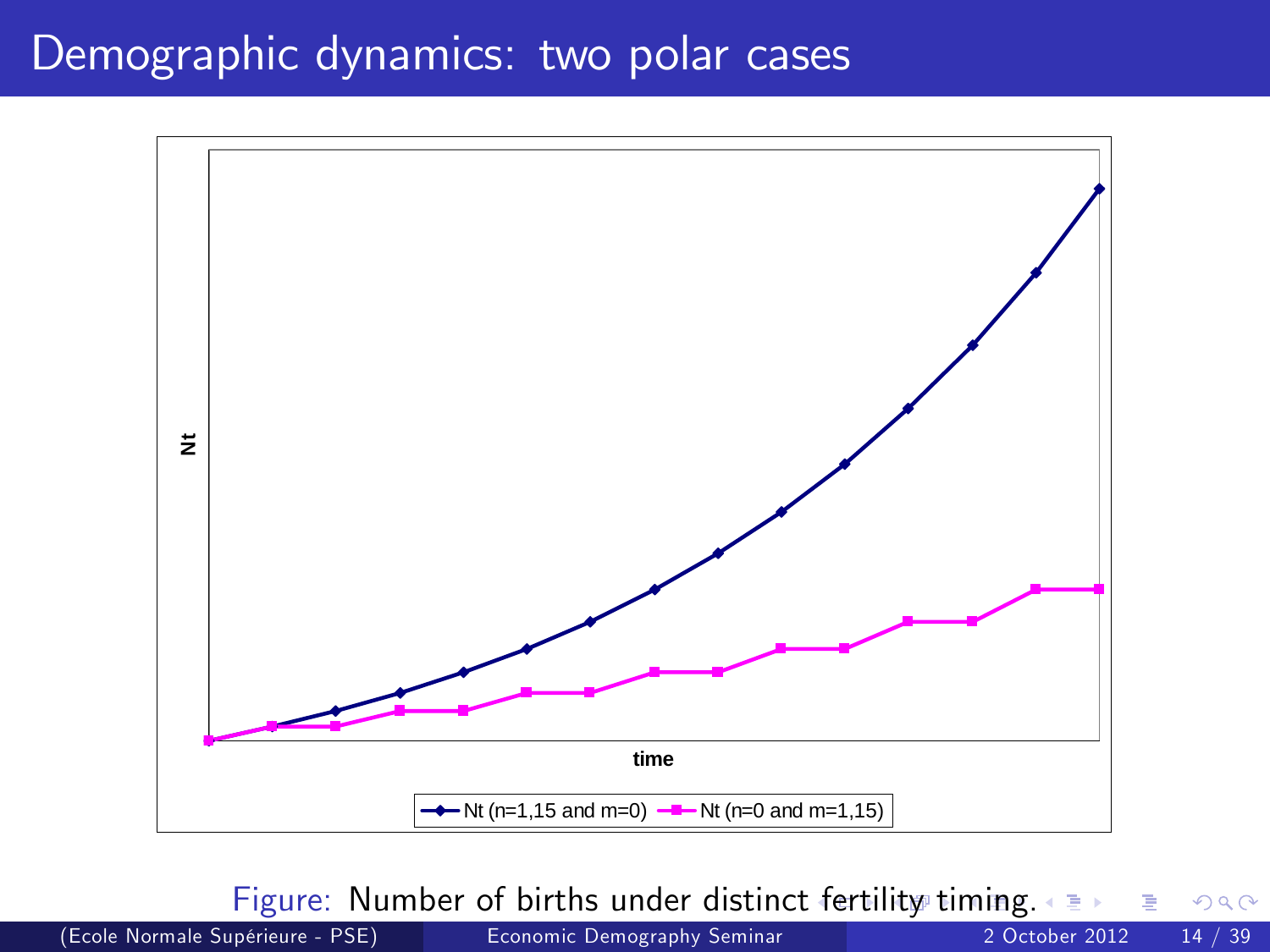# Demographic dynamics: two polar cases

Nt

time

Nt (n=1,15 and m=0) — Nt (n=0 and m=1,15)

Figure: Number of births under distinct fertility timing.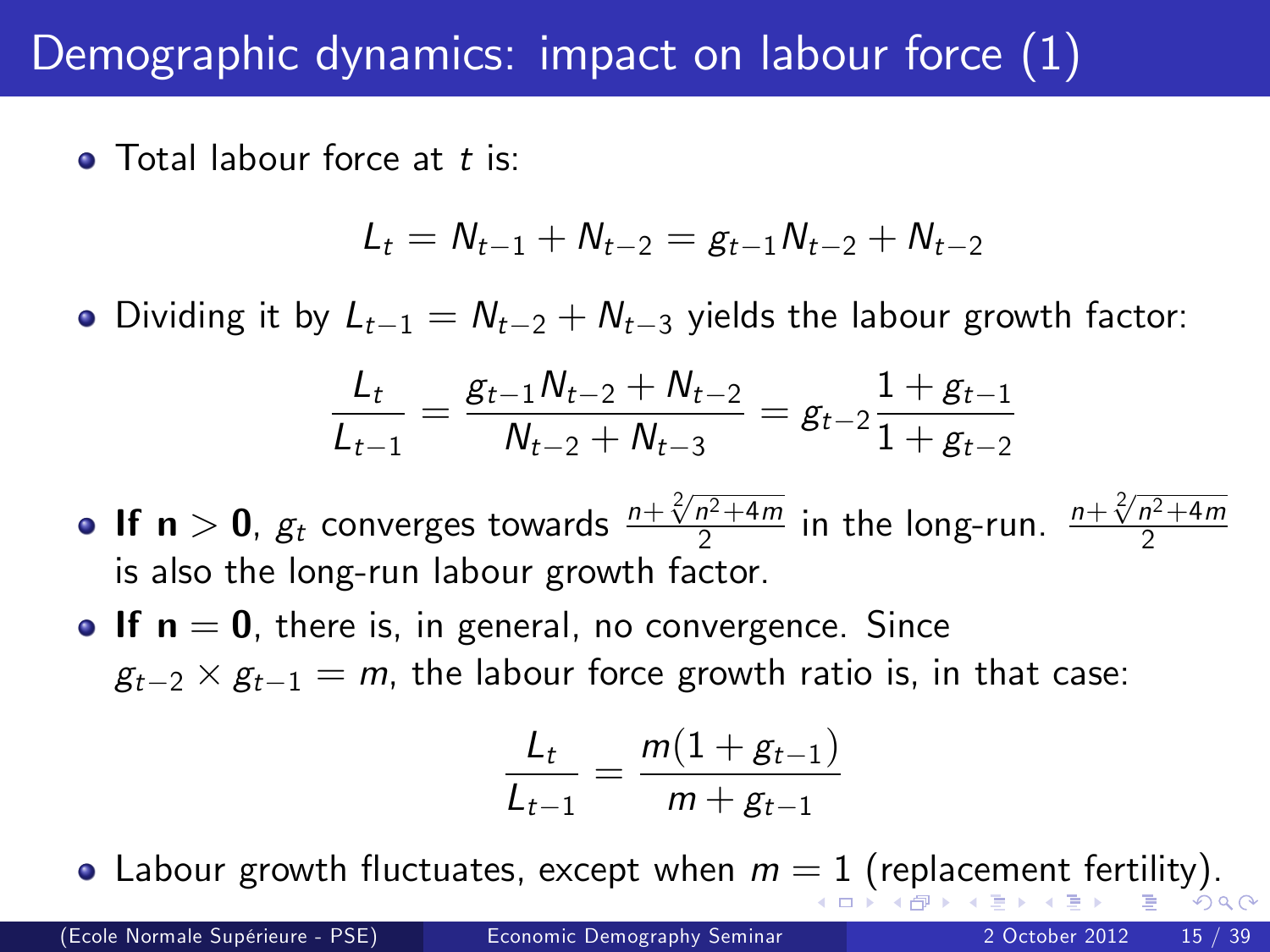# Demographic dynamics: impact on labour force (1)

- Total labour force at $t$ is:

$$L_t = N_{t-1} + N_{t-2} = g_{t-1} N_{t-2} + N_{t-2}$$

- Dividing it by $L_{t-1} = N_{t-2} + N_{t-3}$ yields the labour growth factor:

$$\frac{L_t}{L_{t-1}} = \frac{g_{t-1} N_{t-2} + N_{t-2}}{N_{t-2} + N_{t-3}} = g_{t-2} \frac{1 + g_{t-1}}{1 + g_{t-2}}$$

- **If $\mathbf{n > 0}$**, $g_t$ converges towards $\frac{n + \sqrt[2]{n^2 + 4m}}{2}$ in the long-run. $\frac{n + \sqrt[2]{n^2 + 4m}}{2}$ is also the long-run labour growth factor.
- **If $\mathbf{n = 0}$**, there is, in general, no convergence. Since $g_{t-2} \times g_{t-1} = m$, the labour force growth ratio is, in that case:

$$\frac{L_t}{L_{t-1}} = \frac{m(1 + g_{t-1})}{m + g_{t-1}}$$

- Labour growth fluctuates, except when $m = 1$ (replacement fertility).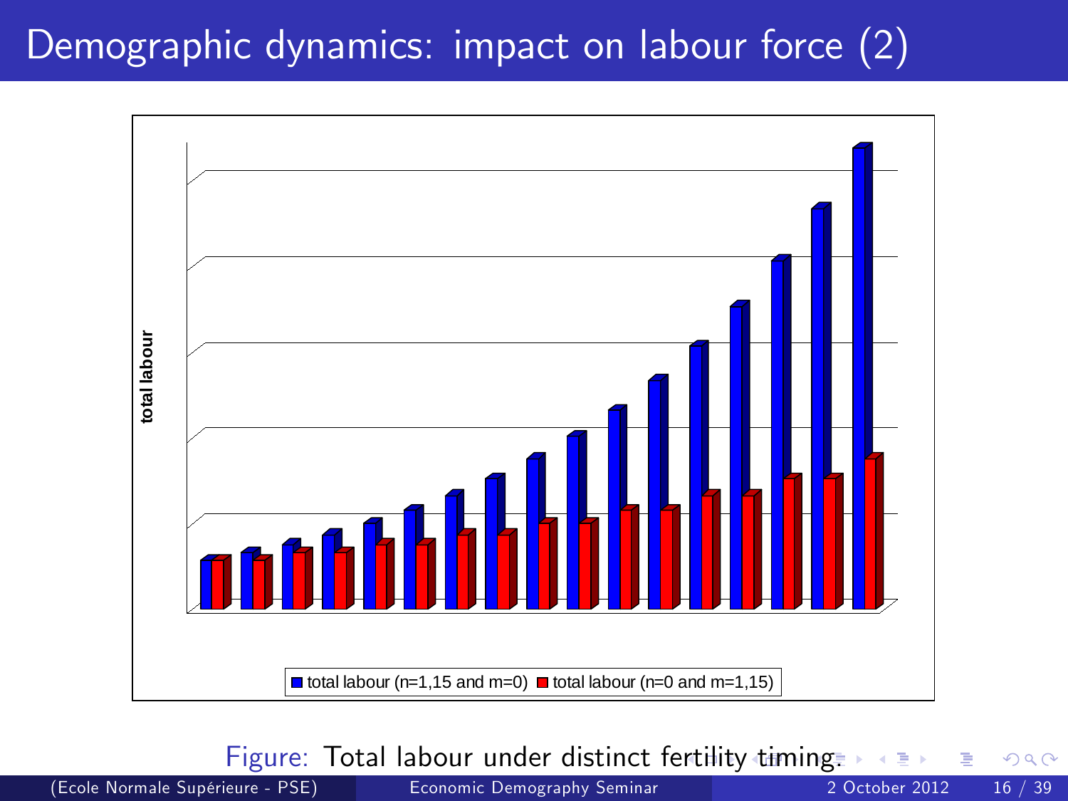# Demographic dynamics: impact on labour force (2)

total labour

■ total labour (n=1,15 and m=0) ■ total labour (n=0 and m=1,15)

Figure: Total labour under distinct fertility timing.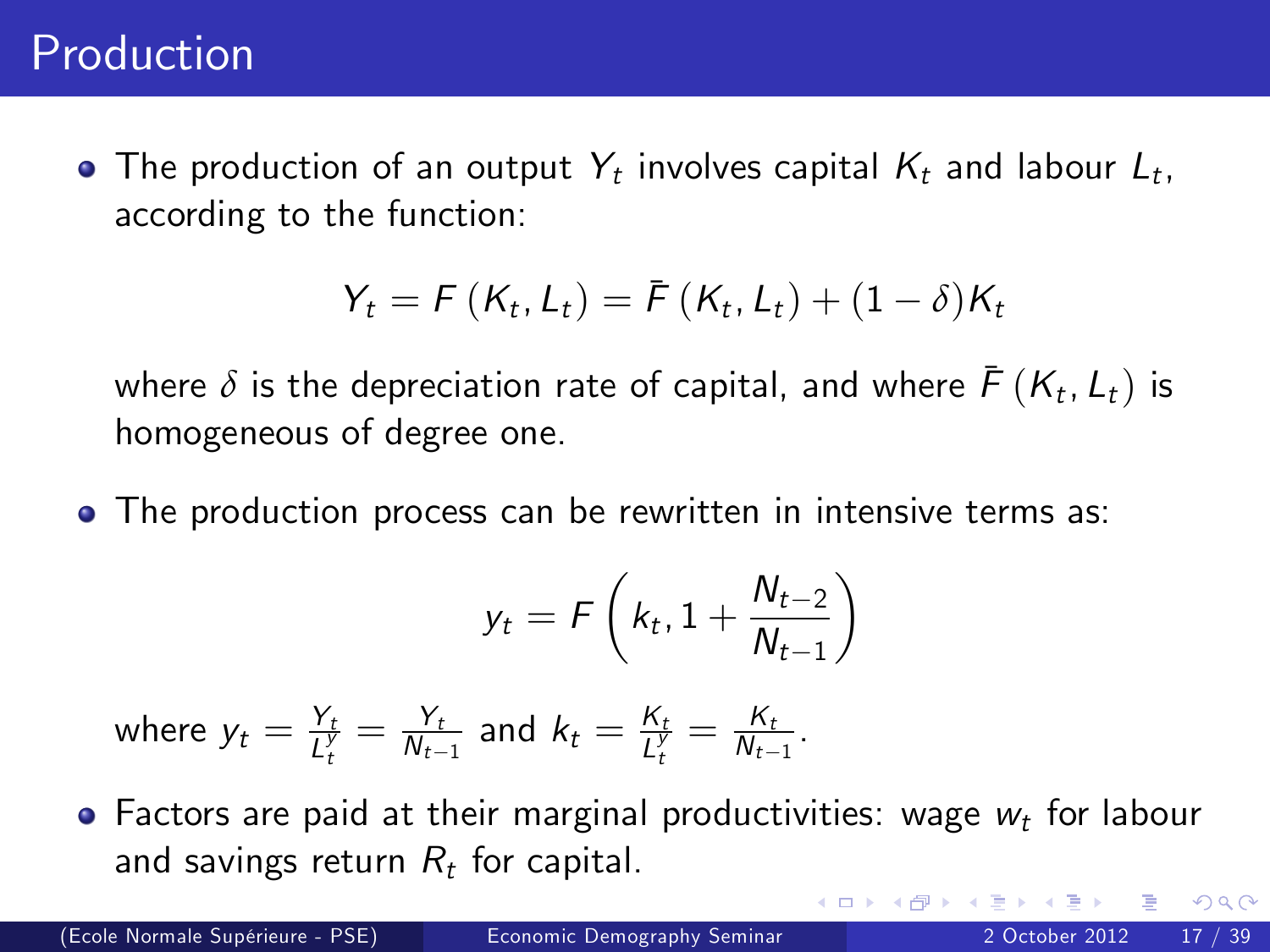# Production

- The production of an output $Y_t$ involves capital $K_t$ and labour $L_t$, according to the function:

$$Y_t = F\left(K_t, L_t\right) = \bar{F}\left(K_t, L_t\right) + (1-\delta)K_t$$

  where $\delta$ is the depreciation rate of capital, and where $\bar{F}\left(K_t, L_t\right)$ is homogeneous of degree one.

- The production process can be rewritten in intensive terms as:

$$y_t = F\left(k_t, 1 + \frac{N_{t-2}}{N_{t-1}}\right)$$

  where $y_t = \frac{Y_t}{L_t^y} = \frac{Y_t}{N_{t-1}}$ and $k_t = \frac{K_t}{L_t^y} = \frac{K_t}{N_{t-1}}$.

- Factors are paid at their marginal productivities: wage $w_t$ for labour and savings return $R_t$ for capital.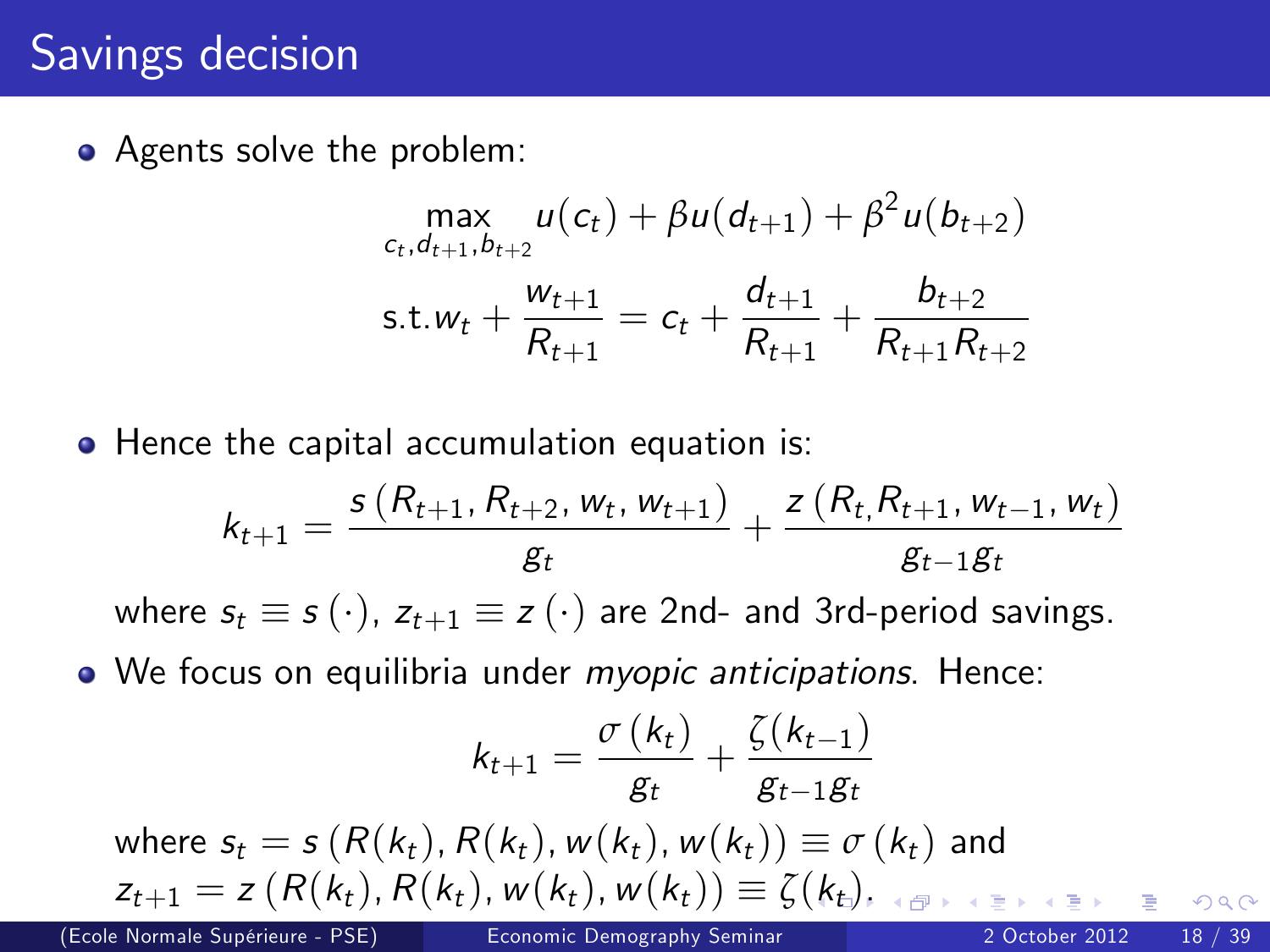# Savings decision

- Agents solve the problem:

$$\max_{c_t, d_{t+1}, b_{t+2}} u(c_t) + \beta u(d_{t+1}) + \beta^2 u(b_{t+2})$$

$$\text{s.t.} w_t + \frac{w_{t+1}}{R_{t+1}} = c_t + \frac{d_{t+1}}{R_{t+1}} + \frac{b_{t+2}}{R_{t+1}R_{t+2}}$$

- Hence the capital accumulation equation is:

$$k_{t+1} = \frac{s\left(R_{t+1}, R_{t+2}, w_t, w_{t+1}\right)}{g_t} + \frac{z\left(R_{t,} R_{t+1}, w_{t-1}, w_t\right)}{g_{t-1}g_t}$$

where $s_t \equiv s\left(\cdot\right)$, $z_{t+1} \equiv z\left(\cdot\right)$ are 2nd- and 3rd-period savings.

- We focus on equilibria under *myopic anticipations*. Hence:

$$k_{t+1} = \frac{\sigma\left(k_t\right)}{g_t} + \frac{\zeta(k_{t-1})}{g_{t-1}g_t}$$

where $s_t = s\left(R(k_t), R(k_t), w(k_t), w(k_t)\right) \equiv \sigma\left(k_t\right)$ and $z_{t+1} = z\left(R(k_t), R(k_t), w(k_t), w(k_t)\right) \equiv \zeta(k_t)$.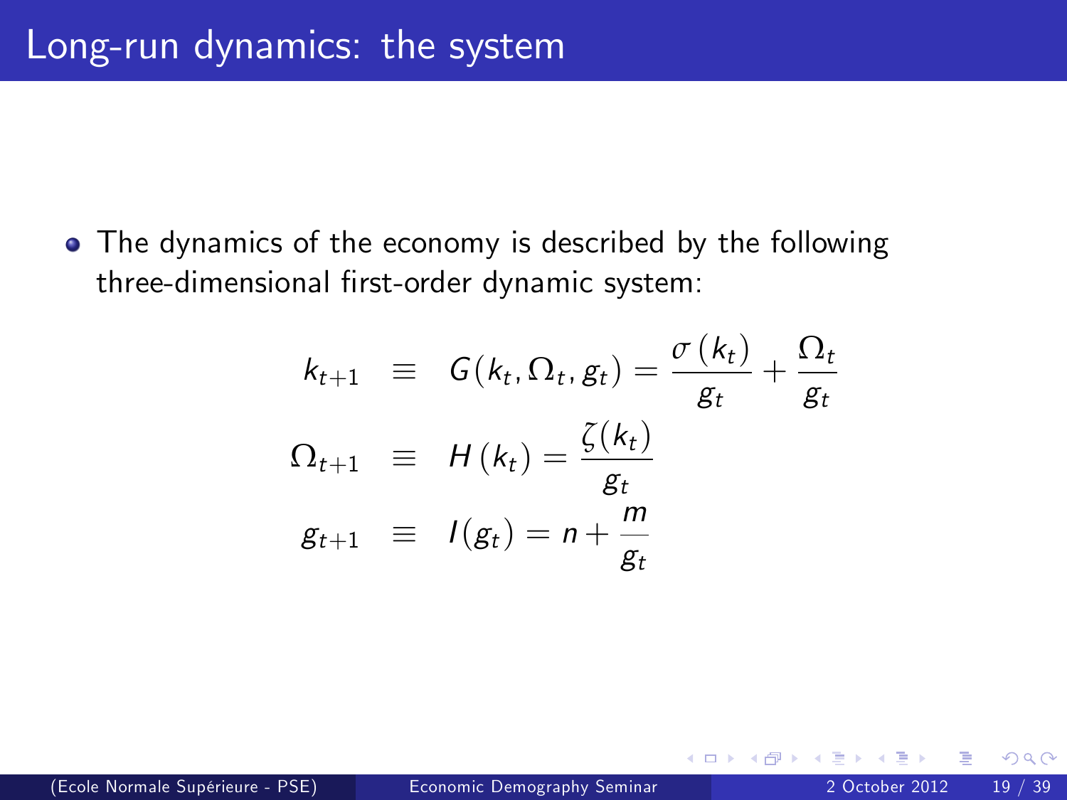# Long-run dynamics: the system

- The dynamics of the economy is described by the following three-dimensional first-order dynamic system:

$$
\begin{aligned}
k_{t+1} &\equiv G(k_t, \Omega_t, g_t) = \frac{\sigma(k_t)}{g_t} + \frac{\Omega_t}{g_t} \\
\Omega_{t+1} &\equiv H(k_t) = \frac{\zeta(k_t)}{g_t} \\
g_{t+1} &\equiv I(g_t) = n + \frac{m}{g_t}
\end{aligned}
$$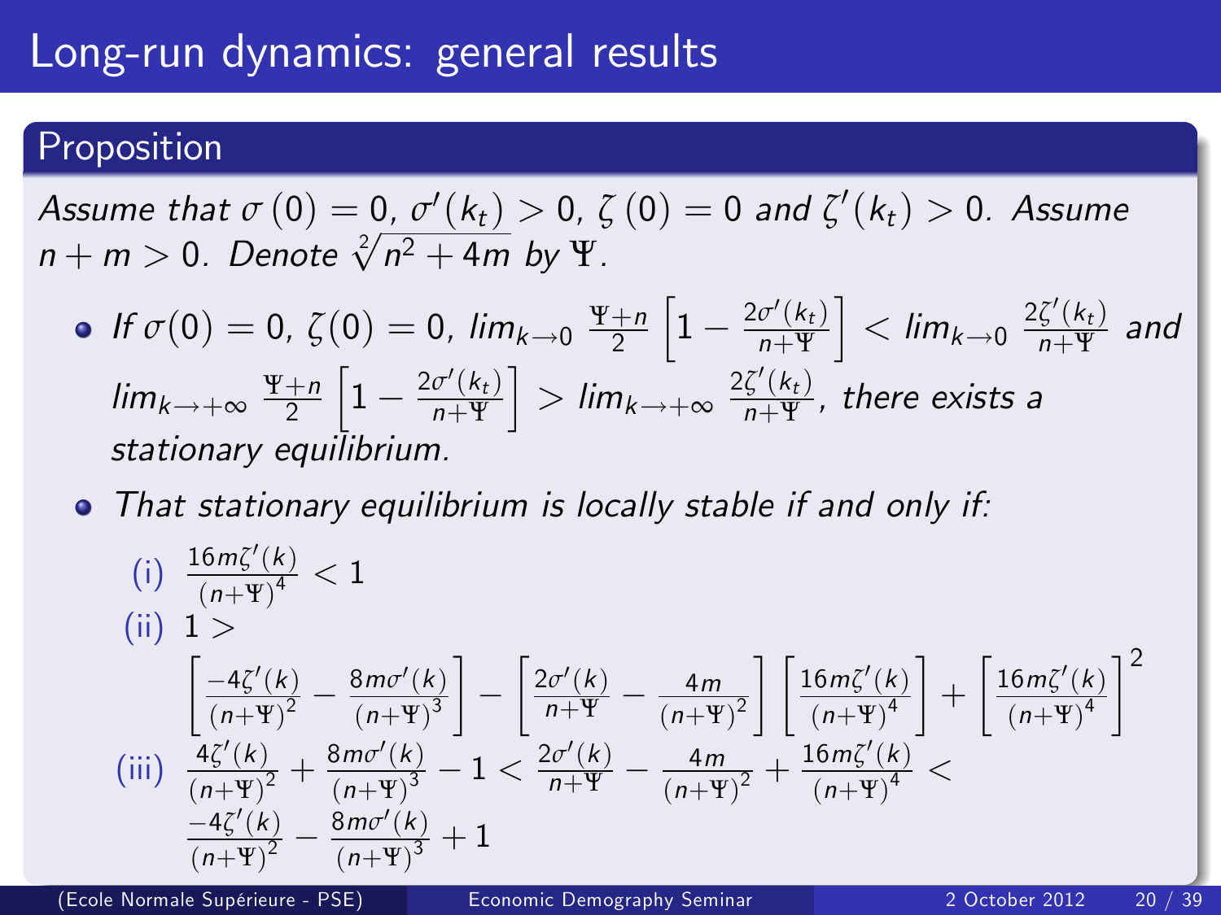# Long-run dynamics: general results

## Proposition

*Assume that $\sigma(0) = 0$, $\sigma'(k_t) > 0$, $\zeta(0) = 0$ and $\zeta'(k_t) > 0$. Assume $n + m > 0$. Denote $\sqrt[2]{n^2 + 4m}$ by $\Psi$.*

- *If $\sigma(0) = 0$, $\zeta(0) = 0$, $lim_{k \to 0} \frac{\Psi + n}{2}\left[1 - \frac{2\sigma'(k_t)}{n+\Psi}\right] < lim_{k \to 0} \frac{2\zeta'(k_t)}{n+\Psi}$ and $lim_{k \to +\infty} \frac{\Psi + n}{2}\left[1 - \frac{2\sigma'(k_t)}{n+\Psi}\right] > lim_{k \to +\infty} \frac{2\zeta'(k_t)}{n+\Psi}$, there exists a stationary equilibrium.*
- *That stationary equilibrium is locally stable if and only if:*

(i) $\frac{16m\zeta'(k)}{(n+\Psi)^4} < 1$

(ii) $1 > \left[\frac{-4\zeta'(k)}{(n+\Psi)^2} - \frac{8m\sigma'(k)}{(n+\Psi)^3}\right] - \left[\frac{2\sigma'(k)}{n+\Psi} - \frac{4m}{(n+\Psi)^2}\right]\left[\frac{16m\zeta'(k)}{(n+\Psi)^4}\right] + \left[\frac{16m\zeta'(k)}{(n+\Psi)^4}\right]^2$

(iii) $\frac{4\zeta'(k)}{(n+\Psi)^2} + \frac{8m\sigma'(k)}{(n+\Psi)^3} - 1 < \frac{2\sigma'(k)}{n+\Psi} - \frac{4m}{(n+\Psi)^2} + \frac{16m\zeta'(k)}{(n+\Psi)^4} < \frac{-4\zeta'(k)}{(n+\Psi)^2} - \frac{8m\sigma'(k)}{(n+\Psi)^3} + 1$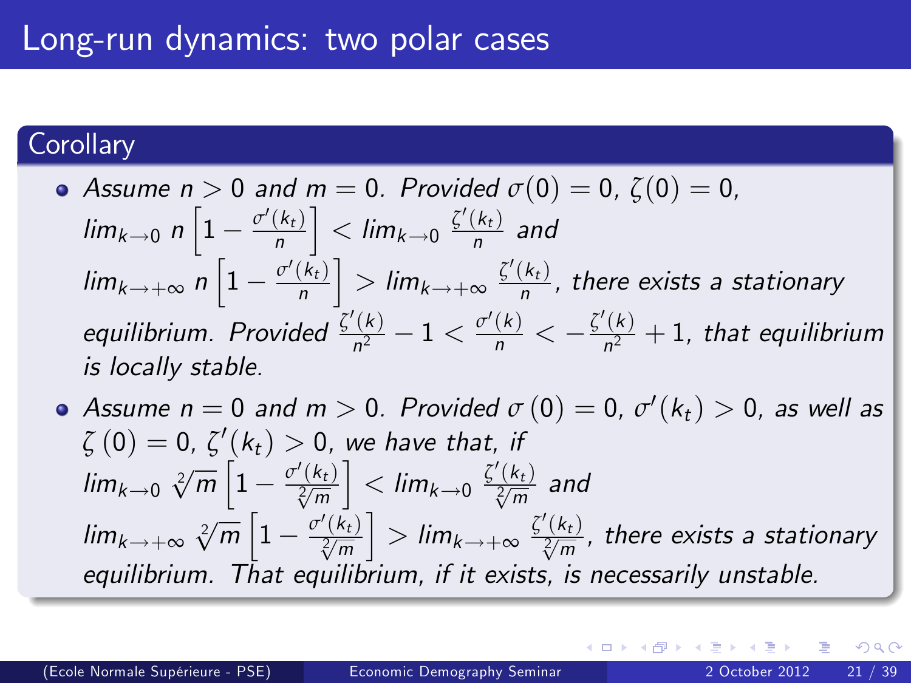# Long-run dynamics: two polar cases

## Corollary

- *Assume* $n > 0$ *and* $m = 0$. *Provided* $\sigma(0) = 0$, $\zeta(0) = 0$, $lim_{k \to 0}\ n \left[1 - \frac{\sigma'(k_t)}{n}\right] < lim_{k \to 0} \frac{\zeta'(k_t)}{n}$ *and* $lim_{k \to +\infty}\ n \left[1 - \frac{\sigma'(k_t)}{n}\right] > lim_{k \to +\infty} \frac{\zeta'(k_t)}{n}$, *there exists a stationary equilibrium. Provided* $\frac{\zeta'(k)}{n^2} - 1 < \frac{\sigma'(k)}{n} < -\frac{\zeta'(k)}{n^2} + 1$, *that equilibrium is locally stable.*
- *Assume* $n = 0$ *and* $m > 0$. *Provided* $\sigma(0) = 0$, $\sigma'(k_t) > 0$, *as well as* $\zeta(0) = 0$, $\zeta'(k_t) > 0$, *we have that, if* $lim_{k \to 0} \sqrt[2]{m} \left[1 - \frac{\sigma'(k_t)}{\sqrt[2]{m}}\right] < lim_{k \to 0} \frac{\zeta'(k_t)}{\sqrt[2]{m}}$ *and* $lim_{k \to +\infty} \sqrt[2]{m} \left[1 - \frac{\sigma'(k_t)}{\sqrt[2]{m}}\right] > lim_{k \to +\infty} \frac{\zeta'(k_t)}{\sqrt[2]{m}}$, *there exists a stationary equilibrium. That equilibrium, if it exists, is necessarily unstable.*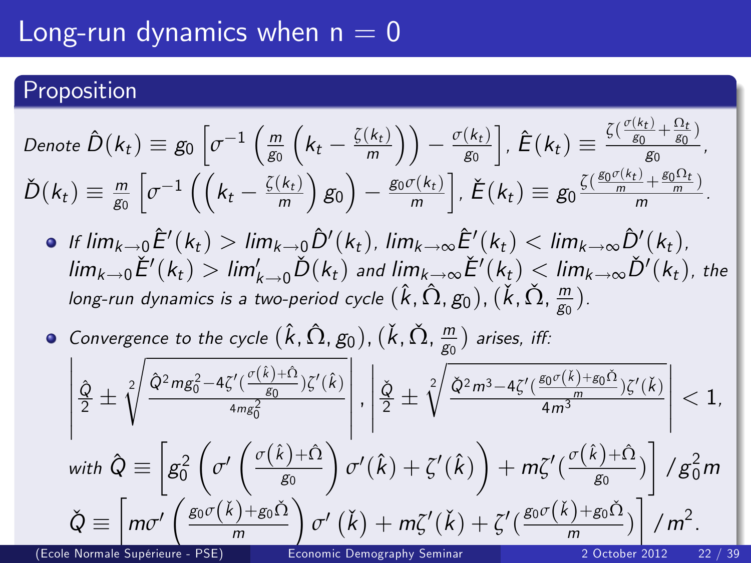# Long-run dynamics when n = 0

## Proposition

*Denote* $\hat{D}(k_t) \equiv g_0 \left[ \sigma^{-1} \left( \frac{m}{g_0} \left( k_t - \frac{\zeta(k_t)}{m} \right) \right) - \frac{\sigma(k_t)}{g_0} \right]$, $\hat{E}(k_t) \equiv \frac{\zeta(\frac{\sigma(k_t)}{g_0} + \frac{\Omega_t}{g_0})}{g_0}$,

$\check{D}(k_t) \equiv \frac{m}{g_0} \left[ \sigma^{-1} \left( \left( k_t - \frac{\zeta(k_t)}{m} \right) g_0 \right) - \frac{g_0 \sigma(k_t)}{m} \right]$, $\check{E}(k_t) \equiv g_0 \frac{\zeta(\frac{g_0 \sigma(k_t)}{m} + \frac{g_0 \Omega_t}{m})}{m}$.

- *If* $lim_{k \to 0} \hat{E}'(k_t) > lim_{k \to 0} \hat{D}'(k_t)$, $lim_{k \to \infty} \hat{E}'(k_t) < lim_{k \to \infty} \hat{D}'(k_t)$, $lim_{k \to 0} \check{E}'(k_t) > lim'_{k \to 0} \check{D}(k_t)$ *and* $lim_{k \to \infty} \check{E}'(k_t) < lim_{k \to \infty} \check{D}'(k_t)$, *the long-run dynamics is a two-period cycle* $(\hat{k}, \hat{\Omega}, g_0)$, $(\check{k}, \check{\Omega}, \frac{m}{g_0})$.
- *Convergence to the cycle* $(\hat{k}, \hat{\Omega}, g_0)$, $(\check{k}, \check{\Omega}, \frac{m}{g_0})$ *arises, iff:*

$$\left| \frac{\hat{Q}}{2} \pm \sqrt[2]{\frac{\hat{Q}^2 m g_0^2 - 4\zeta'(\frac{\sigma(\hat{k}) + \hat{\Omega}}{g_0})\zeta'(\hat{k})}{4 m g_0^2}} \right|, \left| \frac{\check{Q}}{2} \pm \sqrt[2]{\frac{\check{Q}^2 m^3 - 4\zeta'(\frac{g_0 \sigma(\check{k}) + g_0 \check{\Omega}}{m})\zeta'(\check{k})}{4 m^3}} \right| < 1,$$

*with* $\hat{Q} \equiv \left[ g_0^2 \left( \sigma' \left( \frac{\sigma(\hat{k}) + \hat{\Omega}}{g_0} \right) \sigma'(\hat{k}) + \zeta'(\hat{k}) \right) + m \zeta'(\frac{\sigma(\hat{k}) + \hat{\Omega}}{g_0}) \right] / g_0^2 m$

$\check{Q} \equiv \left[ m \sigma' \left( \frac{g_0 \sigma(\check{k}) + g_0 \check{\Omega}}{m} \right) \sigma'(\check{k}) + m \zeta'(\check{k}) + \zeta'(\frac{g_0 \sigma(\check{k}) + g_0 \check{\Omega}}{m}) \right] / m^2$.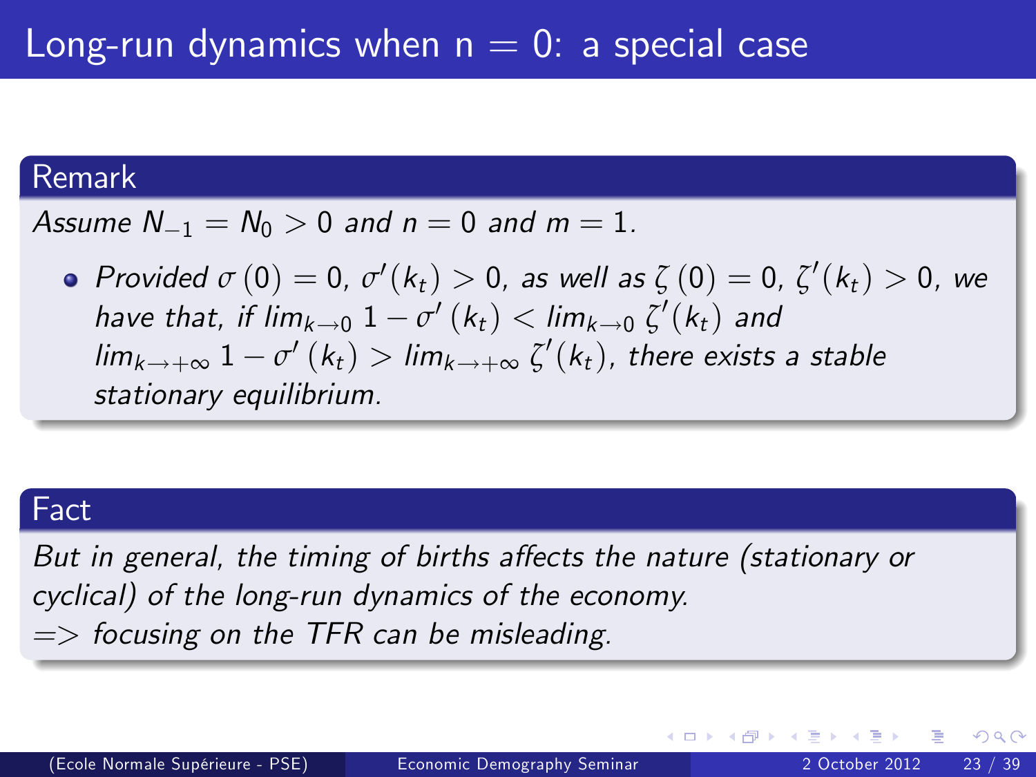# Long-run dynamics when n = 0: a special case

### Remark

*Assume $N_{-1} = N_0 > 0$ and $n = 0$ and $m = 1$.*

- *Provided $\sigma(0) = 0$, $\sigma'(k_t) > 0$, as well as $\zeta(0) = 0$, $\zeta'(k_t) > 0$, we have that, if $\lim_{k \to 0} 1 - \sigma'(k_t) < \lim_{k \to 0} \zeta'(k_t)$ and $\lim_{k \to +\infty} 1 - \sigma'(k_t) > \lim_{k \to +\infty} \zeta'(k_t)$, there exists a stable stationary equilibrium.*

### Fact

*But in general, the timing of births affects the nature (stationary or cyclical) of the long-run dynamics of the economy.*
*=> focusing on the TFR can be misleading.*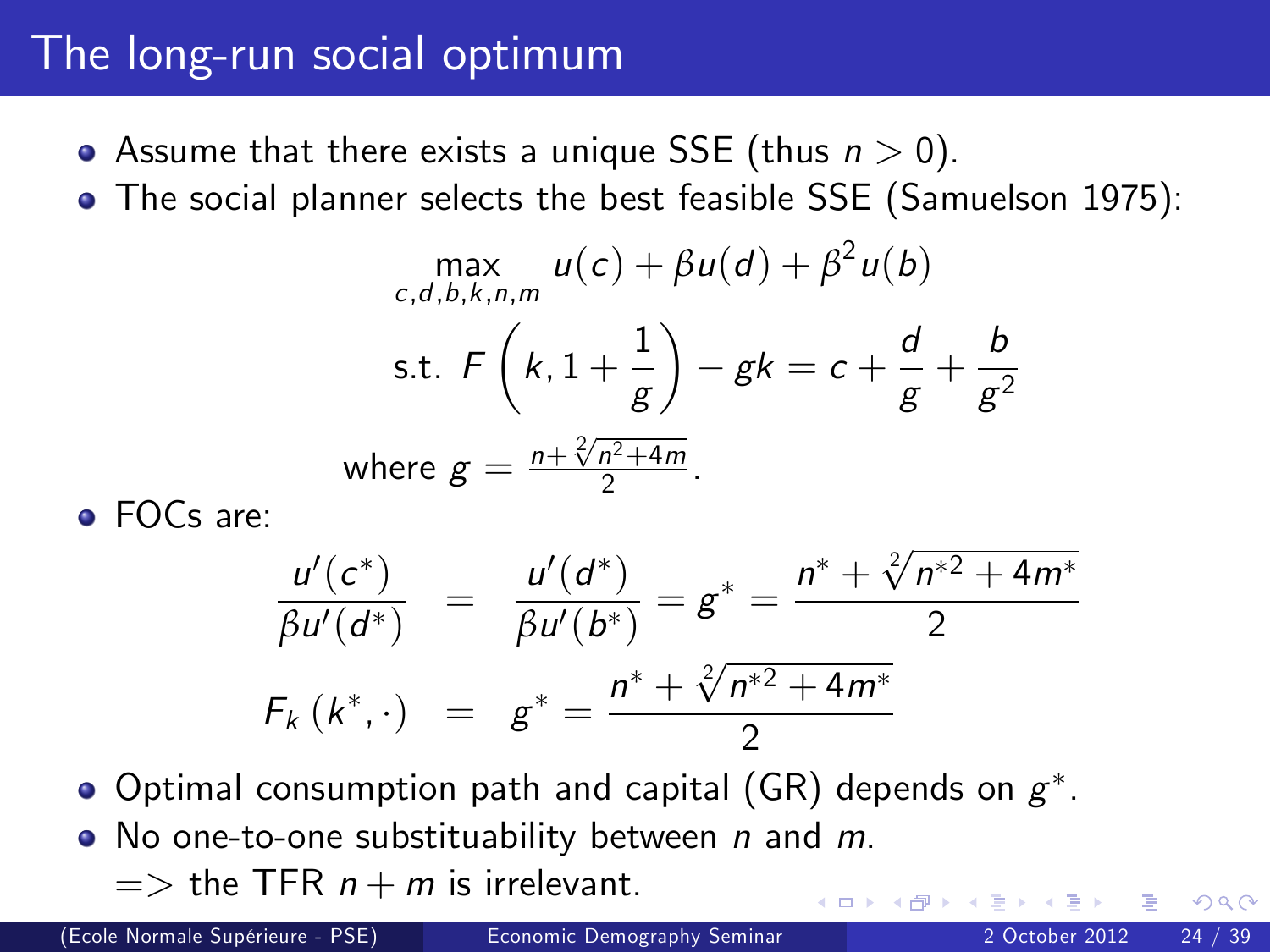# The long-run social optimum

- Assume that there exists a unique SSE (thus $n > 0$).
- The social planner selects the best feasible SSE (Samuelson 1975):

$$\max_{c,d,b,k,n,m} \; u(c) + \beta u(d) + \beta^2 u(b)$$

$$\text{s.t. } F\left(k, 1 + \frac{1}{g}\right) - gk = c + \frac{d}{g} + \frac{b}{g^2}$$

where $g = \frac{n + \sqrt[2]{n^2 + 4m}}{2}$.

- FOCs are:

$$\frac{u'(c^*)}{\beta u'(d^*)} = \frac{u'(d^*)}{\beta u'(b^*)} = g^* = \frac{n^* + \sqrt[2]{n^{*2} + 4m^*}}{2}$$

$$F_k(k^*, \cdot) = g^* = \frac{n^* + \sqrt[2]{n^{*2} + 4m^*}}{2}$$

- Optimal consumption path and capital (GR) depends on $g^*$.
- No one-to-one substituability between $n$ and $m$.
  => the TFR $n + m$ is irrelevant.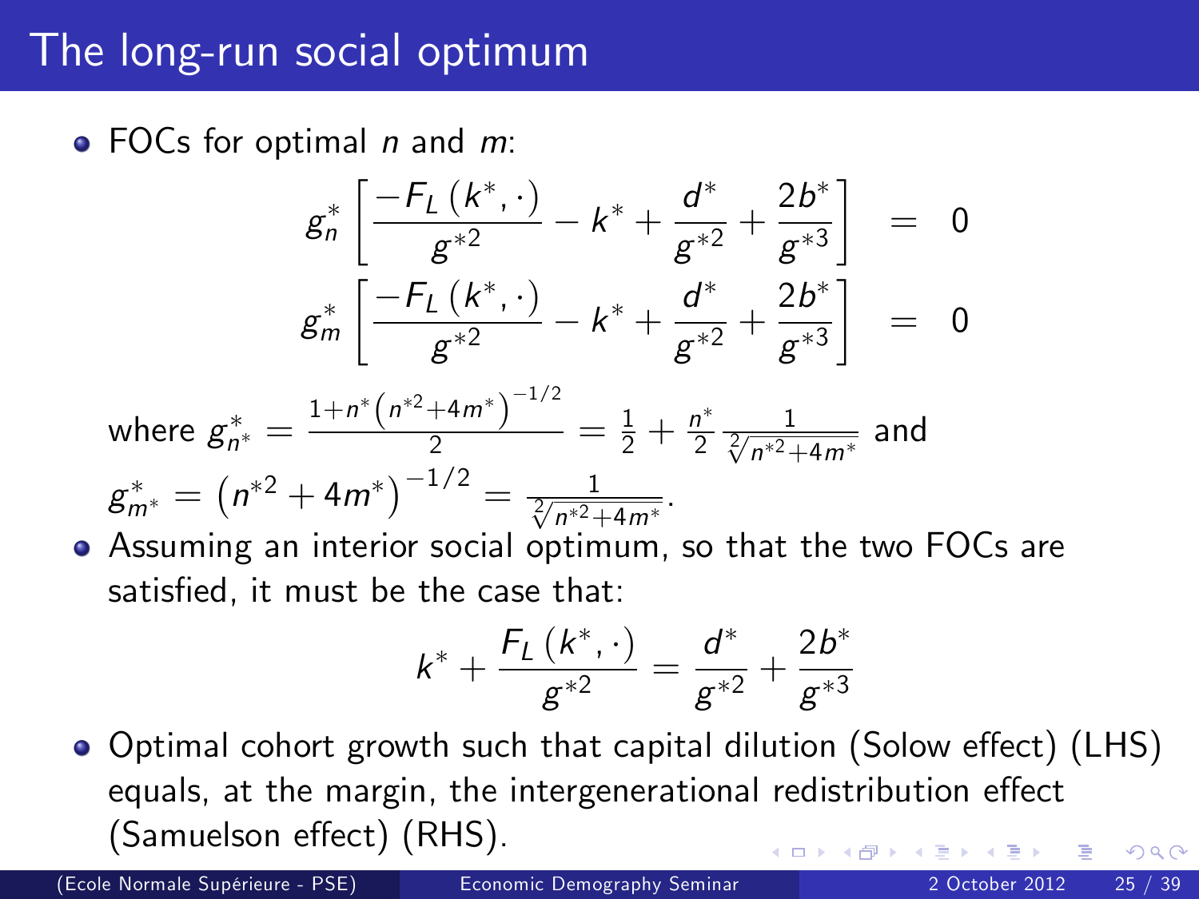# The long-run social optimum

- FOCs for optimal $n$ and $m$:

$$
\begin{aligned}
g_n^* \left[ \frac{-F_L(k^*, \cdot)}{g^{*2}} - k^* + \frac{d^*}{g^{*2}} + \frac{2b^*}{g^{*3}} \right] &= 0 \\
g_m^* \left[ \frac{-F_L(k^*, \cdot)}{g^{*2}} - k^* + \frac{d^*}{g^{*2}} + \frac{2b^*}{g^{*3}} \right] &= 0
\end{aligned}
$$

where $g_{n^*}^* = \frac{1+n^*\left(n^{*2}+4m^*\right)^{-1/2}}{2} = \frac{1}{2} + \frac{n^*}{2}\frac{1}{\sqrt[2]{n^{*2}+4m^*}}$ and $g_{m^*}^* = \left(n^{*2}+4m^*\right)^{-1/2} = \frac{1}{\sqrt[2]{n^{*2}+4m^*}}$.

- Assuming an interior social optimum, so that the two FOCs are satisfied, it must be the case that:

$$
k^* + \frac{F_L(k^*, \cdot)}{g^{*2}} = \frac{d^*}{g^{*2}} + \frac{2b^*}{g^{*3}}
$$

- Optimal cohort growth such that capital dilution (Solow effect) (LHS) equals, at the margin, the intergenerational redistribution effect (Samuelson effect) (RHS).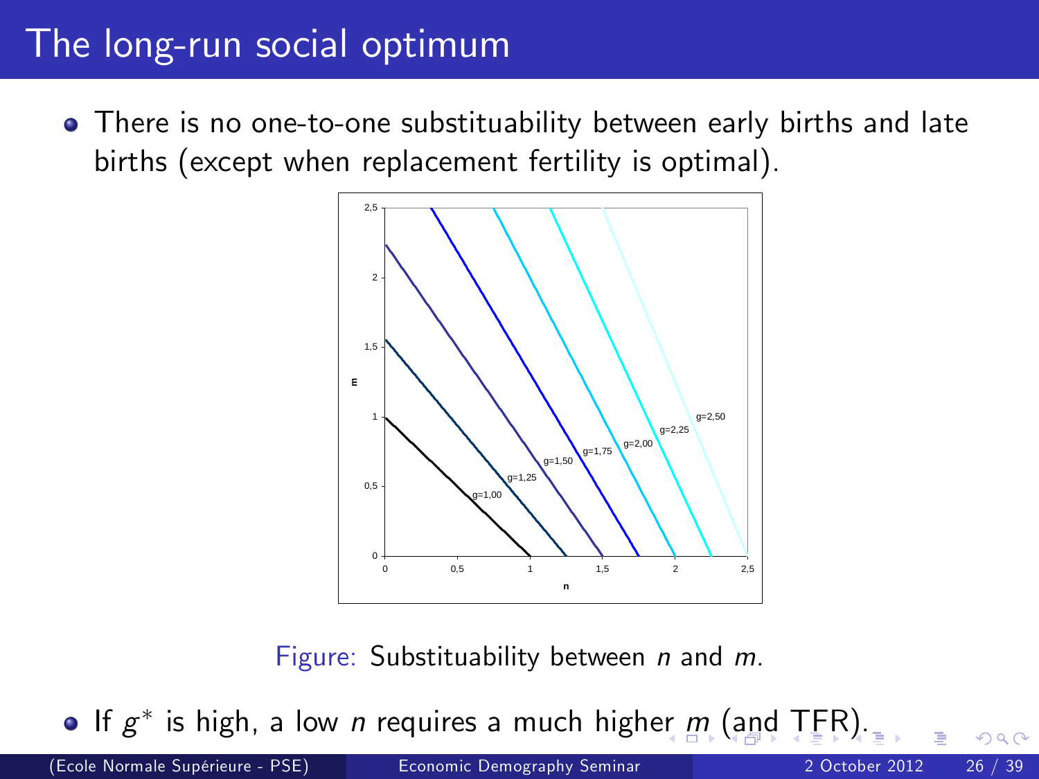# The long-run social optimum

- There is no one-to-one substituability between early births and late births (except when replacement fertility is optimal).

Figure: Substituability between $n$ and $m$.

- If $g^*$ is high, a low $n$ requires a much higher $m$ (and TFR).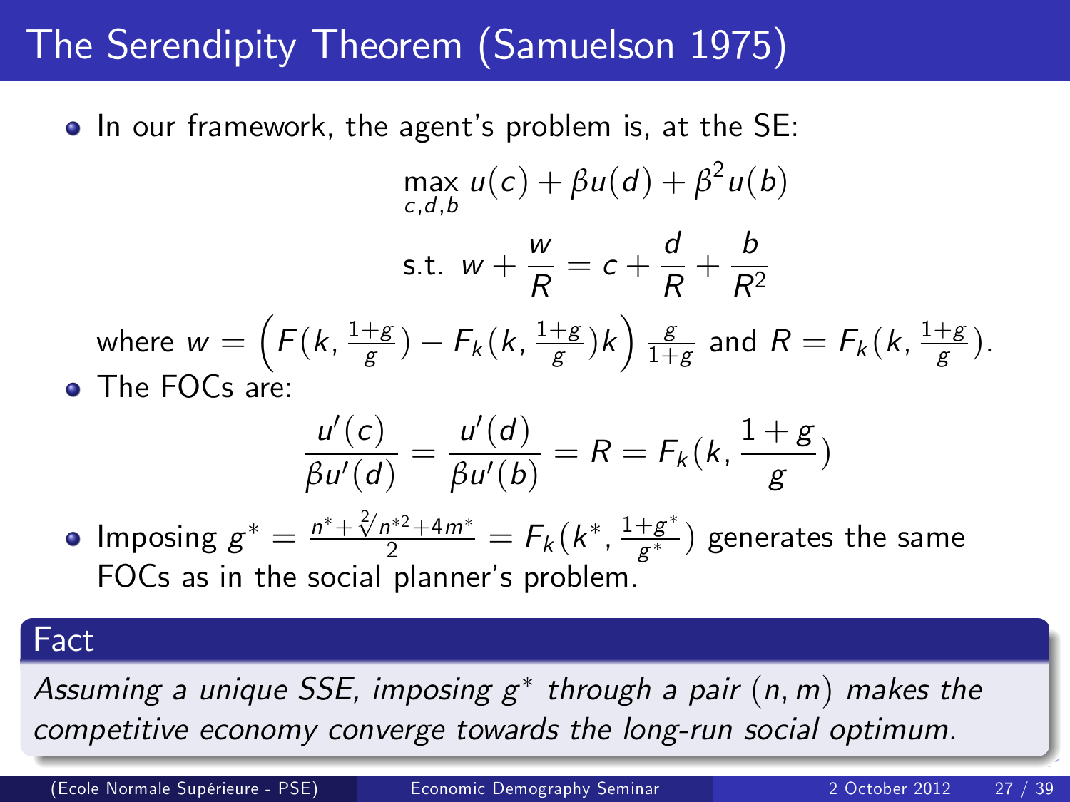# The Serendipity Theorem (Samuelson 1975)

- In our framework, the agent's problem is, at the SE:

$$\max_{c,d,b} u(c) + \beta u(d) + \beta^2 u(b)$$

$$\text{s.t. } w + \frac{w}{R} = c + \frac{d}{R} + \frac{b}{R^2}$$

where $w = \left( F(k, \frac{1+g}{g}) - F_k(k, \frac{1+g}{g})k \right) \frac{g}{1+g}$ and $R = F_k(k, \frac{1+g}{g})$.

- The FOCs are:

$$\frac{u'(c)}{\beta u'(d)} = \frac{u'(d)}{\beta u'(b)} = R = F_k(k, \frac{1+g}{g})$$

- Imposing $g^* = \frac{n^* + \sqrt[2]{n^{*2} + 4m^*}}{2} = F_k(k^*, \frac{1+g^*}{g^*})$ generates the same FOCs as in the social planner's problem.

**Fact**

*Assuming a unique SSE, imposing $g^*$ through a pair $(n, m)$ makes the competitive economy converge towards the long-run social optimum.*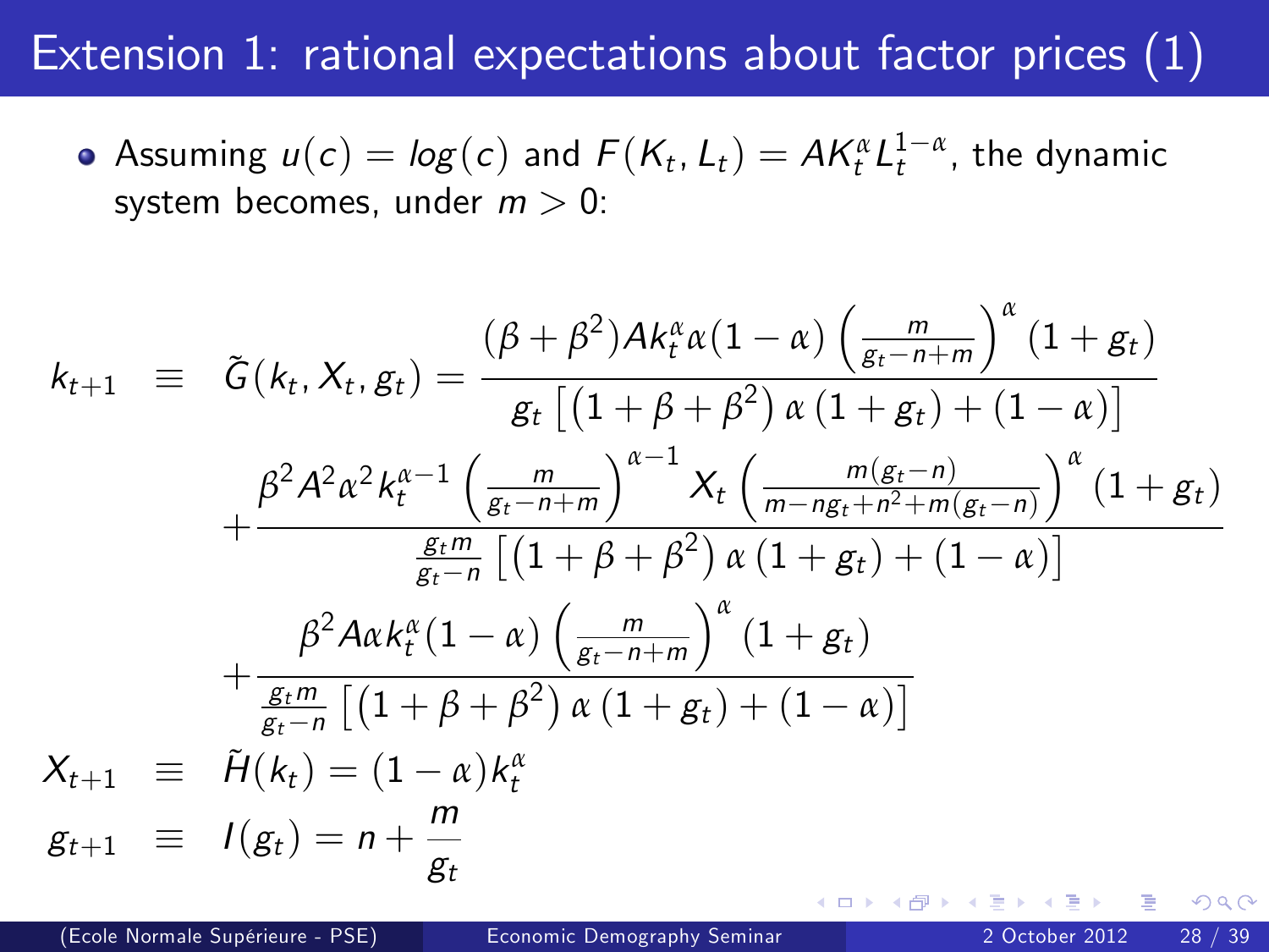# Extension 1: rational expectations about factor prices (1)

- Assuming $u(c) = log(c)$ and $F(K_t, L_t) = AK_t^{\alpha} L_t^{1-\alpha}$, the dynamic system becomes, under $m > 0$:

$$
\begin{aligned}
k_{t+1} \equiv \; & \tilde{G}(k_t, X_t, g_t) = \frac{(\beta+\beta^2) A k_t^{\alpha} \alpha (1-\alpha) \left(\frac{m}{g_t - n + m}\right)^{\alpha} (1+g_t)}{g_t \left[\left(1+\beta+\beta^2\right) \alpha \left(1+g_t\right) + (1-\alpha)\right]} \\
& + \frac{\beta^2 A^2 \alpha^2 k_t^{\alpha-1} \left(\frac{m}{g_t - n + m}\right)^{\alpha-1} X_t \left(\frac{m(g_t-n)}{m - n g_t + n^2 + m(g_t - n)}\right)^{\alpha} (1+g_t)}{\frac{g_t m}{g_t - n} \left[\left(1+\beta+\beta^2\right) \alpha \left(1+g_t\right) + (1-\alpha)\right]} \\
& + \frac{\beta^2 A \alpha k_t^{\alpha} (1-\alpha) \left(\frac{m}{g_t - n + m}\right)^{\alpha} (1+g_t)}{\frac{g_t m}{g_t - n} \left[\left(1+\beta+\beta^2\right) \alpha \left(1+g_t\right) + (1-\alpha)\right]} \\
X_{t+1} \equiv \; & \tilde{H}(k_t) = (1-\alpha) k_t^{\alpha} \\
g_{t+1} \equiv \; & I(g_t) = n + \frac{m}{g_t}
\end{aligned}
$$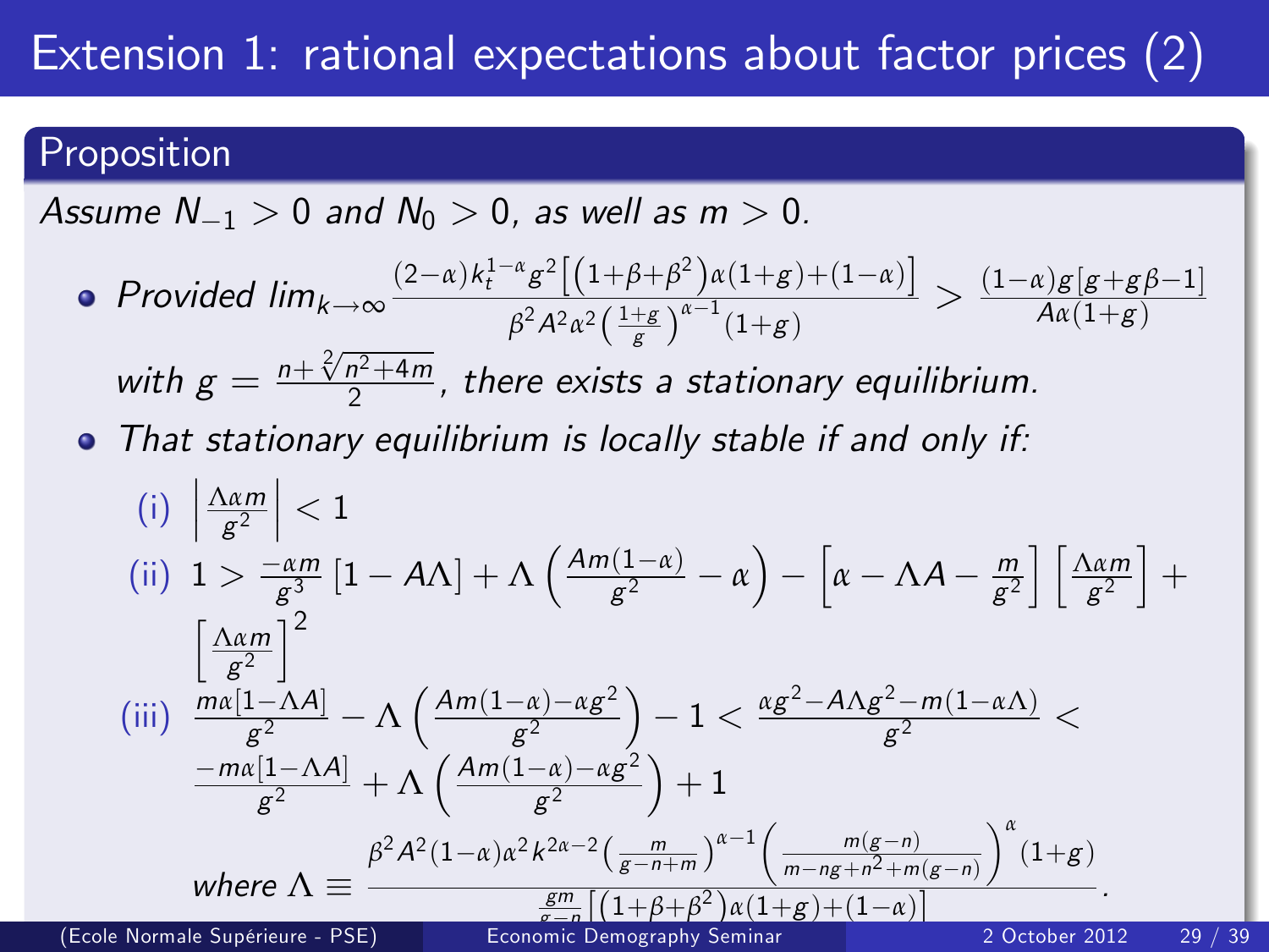# Extension 1: rational expectations about factor prices (2)

## Proposition

*Assume $N_{-1} > 0$ and $N_0 > 0$, as well as $m > 0$.*

- *Provided* $lim_{k\to\infty} \frac{(2-\alpha)k_t^{1-\alpha}g^2\left[\left(1+\beta+\beta^2\right)\alpha(1+g)+(1-\alpha)\right]}{\beta^2 A^2\alpha^2\left(\frac{1+g}{g}\right)^{\alpha-1}(1+g)} > \frac{(1-\alpha)g[g+g\beta-1]}{A\alpha(1+g)}$ *with* $g = \frac{n+\sqrt[2]{n^2+4m}}{2}$, *there exists a stationary equilibrium.*
- *That stationary equilibrium is locally stable if and only if:*

(i) $\left|\frac{\Lambda\alpha m}{g^2}\right| < 1$

(ii) $1 > \frac{-\alpha m}{g^3}\left[1-A\Lambda\right] + \Lambda\left(\frac{Am(1-\alpha)}{g^2}-\alpha\right) - \left[\alpha-\Lambda A-\frac{m}{g^2}\right]\left[\frac{\Lambda\alpha m}{g^2}\right] + \left[\frac{\Lambda\alpha m}{g^2}\right]^2$

(iii) $\frac{m\alpha[1-\Lambda A]}{g^2} - \Lambda\left(\frac{Am(1-\alpha)-\alpha g^2}{g^2}\right) - 1 < \frac{\alpha g^2 - A\Lambda g^2 - m(1-\alpha\Lambda)}{g^2} < \frac{-m\alpha[1-\Lambda A]}{g^2} + \Lambda\left(\frac{Am(1-\alpha)-\alpha g^2}{g^2}\right) + 1$

*where* $\Lambda \equiv \dfrac{\beta^2A^2(1-\alpha)\alpha^2k^{2\alpha-2}\left(\frac{m}{g-n+m}\right)^{\alpha-1}\left(\frac{m(g-n)}{m-ng+n^2+m(g-n)}\right)^{\alpha}(1+g)}{\frac{gm}{g-n}\left[\left(1+\beta+\beta^2\right)\alpha(1+g)+(1-\alpha)\right]}$.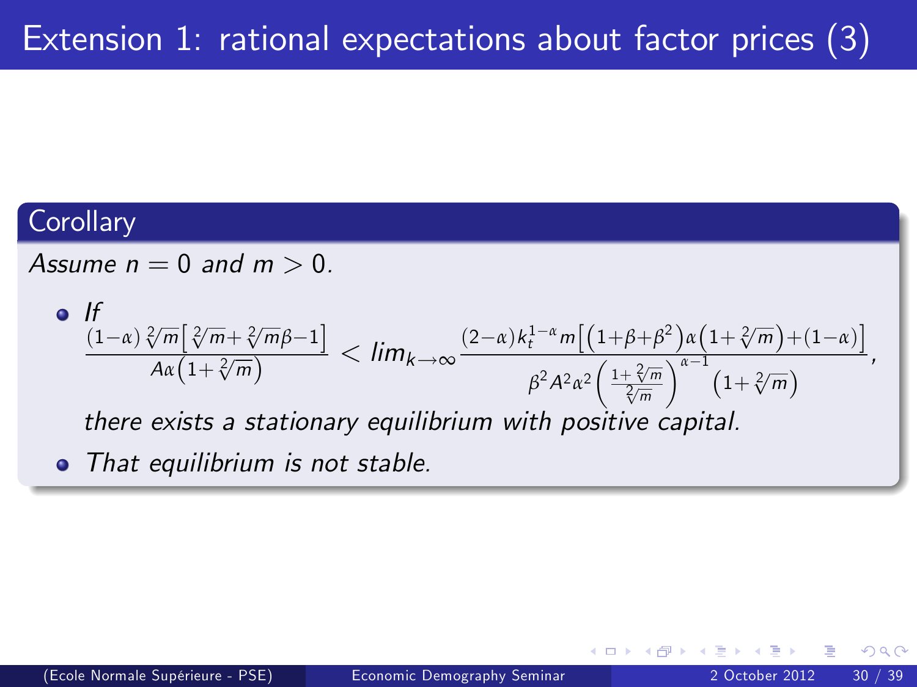# Extension 1: rational expectations about factor prices (3)

**Corollary**

*Assume $n = 0$ and $m > 0$.*

- *If*

$$\frac{(1-\alpha)\sqrt[2]{m}\left[\sqrt[2]{m}+\sqrt[2]{m}\beta-1\right]}{A\alpha\left(1+\sqrt[2]{m}\right)} < lim_{k\to\infty}\frac{(2-\alpha)k_t^{1-\alpha}m\left[\left(1+\beta+\beta^2\right)\alpha\left(1+\sqrt[2]{m}\right)+(1-\alpha)\right]}{\beta^2A^2\alpha^2\left(\frac{1+\sqrt[2]{m}}{\sqrt[2]{m}}\right)^{\alpha-1}\left(1+\sqrt[2]{m}\right)},$$

  *there exists a stationary equilibrium with positive capital.*
- *That equilibrium is not stable.*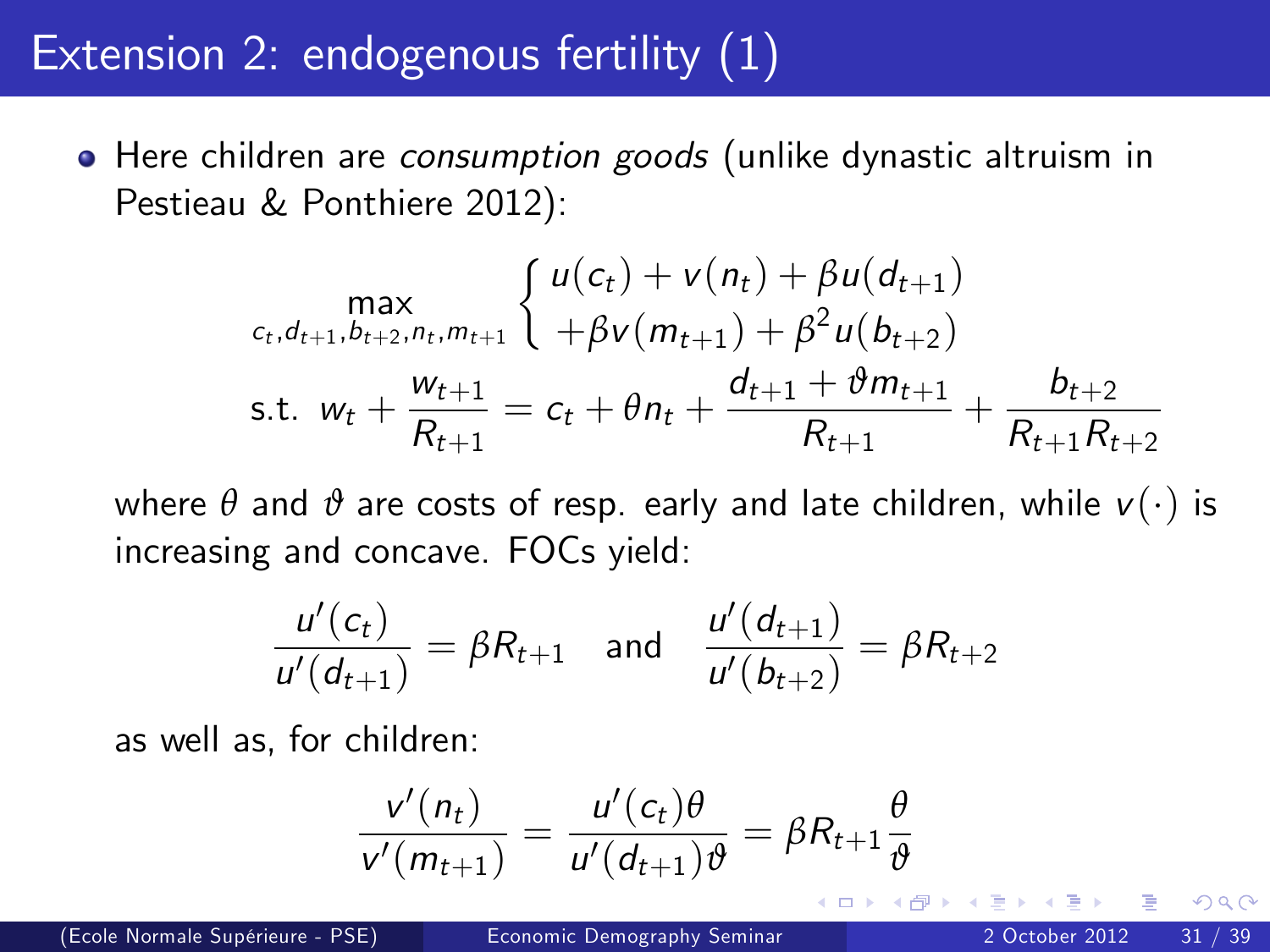# Extension 2: endogenous fertility (1)

- Here children are *consumption goods* (unlike dynastic altruism in Pestieau & Ponthiere 2012):

$$\max_{c_t, d_{t+1}, b_{t+2}, n_t, m_{t+1}} \left\{ \begin{array}{l} u(c_t) + v(n_t) + \beta u(d_{t+1}) \\ +\beta v(m_{t+1}) + \beta^2 u(b_{t+2}) \end{array} \right.$$

$$\text{s.t. } w_t + \frac{w_{t+1}}{R_{t+1}} = c_t + \theta n_t + \frac{d_{t+1} + \vartheta m_{t+1}}{R_{t+1}} + \frac{b_{t+2}}{R_{t+1} R_{t+2}}$$

where $\theta$ and $\vartheta$ are costs of resp. early and late children, while $v(\cdot)$ is increasing and concave. FOCs yield:

$$\frac{u'(c_t)}{u'(d_{t+1})} = \beta R_{t+1} \quad \text{and} \quad \frac{u'(d_{t+1})}{u'(b_{t+2})} = \beta R_{t+2}$$

as well as, for children:

$$\frac{v'(n_t)}{v'(m_{t+1})} = \frac{u'(c_t)\theta}{u'(d_{t+1})\vartheta} = \beta R_{t+1} \frac{\theta}{\vartheta}$$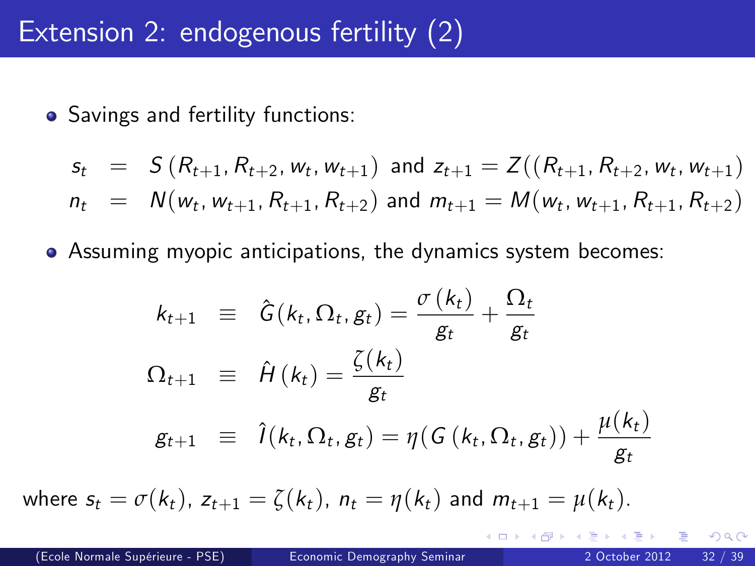# Extension 2: endogenous fertility (2)

- Savings and fertility functions:

$$
\begin{aligned}
s_t &= S\left(R_{t+1}, R_{t+2}, w_t, w_{t+1}\right) \text{ and } z_{t+1} = Z((R_{t+1}, R_{t+2}, w_t, w_{t+1}) \\
n_t &= N(w_t, w_{t+1}, R_{t+1}, R_{t+2}) \text{ and } m_{t+1} = M(w_t, w_{t+1}, R_{t+1}, R_{t+2})
\end{aligned}
$$

- Assuming myopic anticipations, the dynamics system becomes:

$$
\begin{aligned}
k_{t+1} &\equiv \hat{G}(k_t, \Omega_t, g_t) = \frac{\sigma\left(k_t\right)}{g_t} + \frac{\Omega_t}{g_t} \\
\Omega_{t+1} &\equiv \hat{H}\left(k_t\right) = \frac{\zeta(k_t)}{g_t} \\
g_{t+1} &\equiv \hat{I}(k_t, \Omega_t, g_t) = \eta(G\left(k_t, \Omega_t, g_t\right)) + \frac{\mu(k_t)}{g_t}
\end{aligned}
$$

where $s_t = \sigma(k_t)$, $z_{t+1} = \zeta(k_t)$, $n_t = \eta(k_t)$ and $m_{t+1} = \mu(k_t)$.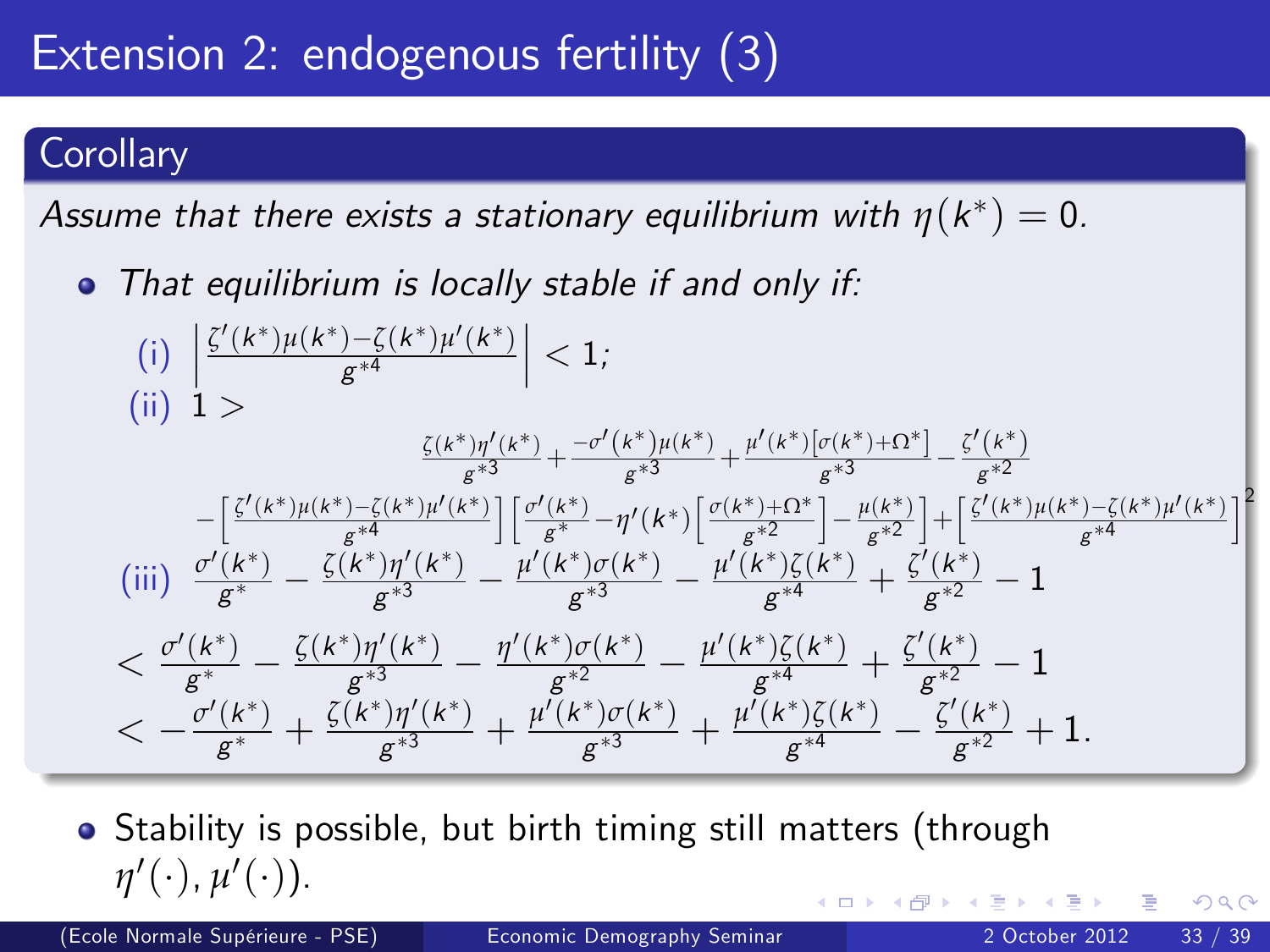# Extension 2: endogenous fertility (3)

**Corollary**

*Assume that there exists a stationary equilibrium with $\eta(k^*) = 0$.*

- *That equilibrium is locally stable if and only if:*

(i) $\left| \frac{\zeta'(k^*)\mu(k^*) - \zeta(k^*)\mu'(k^*)}{g^{*4}} \right| < 1;$

(ii) $1 >$

$$\frac{\zeta(k^*)\eta'(k^*)}{g^{*3}} + \frac{-\sigma'(k^*)\mu(k^*)}{g^{*3}} + \frac{\mu'(k^*)[\sigma(k^*)+\Omega^*]}{g^{*3}} - \frac{\zeta'(k^*)}{g^{*2}}$$

$$-\left[\frac{\zeta'(k^*)\mu(k^*)-\zeta(k^*)\mu'(k^*)}{g^{*4}}\right]\left[\frac{\sigma'(k^*)}{g^*} - \eta'(k^*)\left[\frac{\sigma(k^*)+\Omega^*}{g^{*2}}\right] - \frac{\mu(k^*)}{g^{*2}}\right] + \left[\frac{\zeta'(k^*)\mu(k^*)-\zeta(k^*)\mu'(k^*)}{g^{*4}}\right]^2$$

(iii) $\frac{\sigma'(k^*)}{g^*} - \frac{\zeta(k^*)\eta'(k^*)}{g^{*3}} - \frac{\mu'(k^*)\sigma(k^*)}{g^{*3}} - \frac{\mu'(k^*)\zeta(k^*)}{g^{*4}} + \frac{\zeta'(k^*)}{g^{*2}} - 1$

$$< \frac{\sigma'(k^*)}{g^*} - \frac{\zeta(k^*)\eta'(k^*)}{g^{*3}} - \frac{\eta'(k^*)\sigma(k^*)}{g^{*2}} - \frac{\mu'(k^*)\zeta(k^*)}{g^{*4}} + \frac{\zeta'(k^*)}{g^{*2}} - 1$$

$$< -\frac{\sigma'(k^*)}{g^*} + \frac{\zeta(k^*)\eta'(k^*)}{g^{*3}} + \frac{\mu'(k^*)\sigma(k^*)}{g^{*3}} + \frac{\mu'(k^*)\zeta(k^*)}{g^{*4}} - \frac{\zeta'(k^*)}{g^{*2}} + 1.$$

- Stability is possible, but birth timing still matters (through $\eta'(\cdot), \mu'(\cdot)$).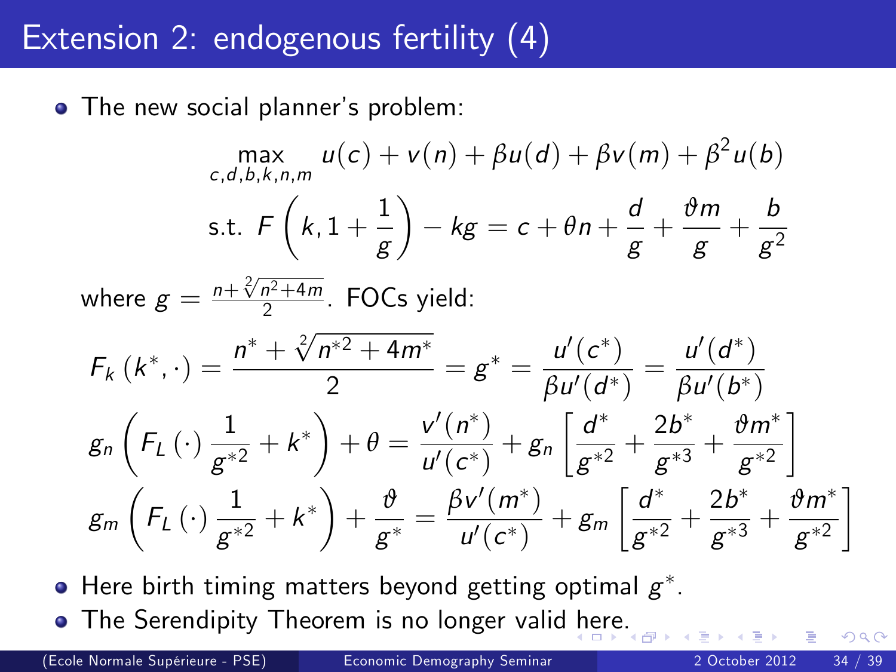# Extension 2: endogenous fertility (4)

- The new social planner's problem:

$$\max_{c,d,b,k,n,m} \; u(c) + v(n) + \beta u(d) + \beta v(m) + \beta^2 u(b)$$

$$\text{s.t. } F\left(k, 1 + \frac{1}{g}\right) - kg = c + \theta n + \frac{d}{g} + \frac{\vartheta m}{g} + \frac{b}{g^2}$$

where $g = \frac{n + \sqrt[2]{n^2 + 4m}}{2}$. FOCs yield:

$$F_k\left(k^*, \cdot\right) = \frac{n^* + \sqrt[2]{n^{*2} + 4m^*}}{2} = g^* = \frac{u'(c^*)}{\beta u'(d^*)} = \frac{u'(d^*)}{\beta u'(b^*)}$$

$$g_n\left(F_L\left(\cdot\right)\frac{1}{g^{*2}} + k^*\right) + \theta = \frac{v'(n^*)}{u'(c^*)} + g_n\left[\frac{d^*}{g^{*2}} + \frac{2b^*}{g^{*3}} + \frac{\vartheta m^*}{g^{*2}}\right]$$

$$g_m\left(F_L\left(\cdot\right)\frac{1}{g^{*2}} + k^*\right) + \frac{\vartheta}{g^*} = \frac{\beta v'(m^*)}{u'(c^*)} + g_m\left[\frac{d^*}{g^{*2}} + \frac{2b^*}{g^{*3}} + \frac{\vartheta m^*}{g^{*2}}\right]$$

- Here birth timing matters beyond getting optimal $g^*$.
- The Serendipity Theorem is no longer valid here.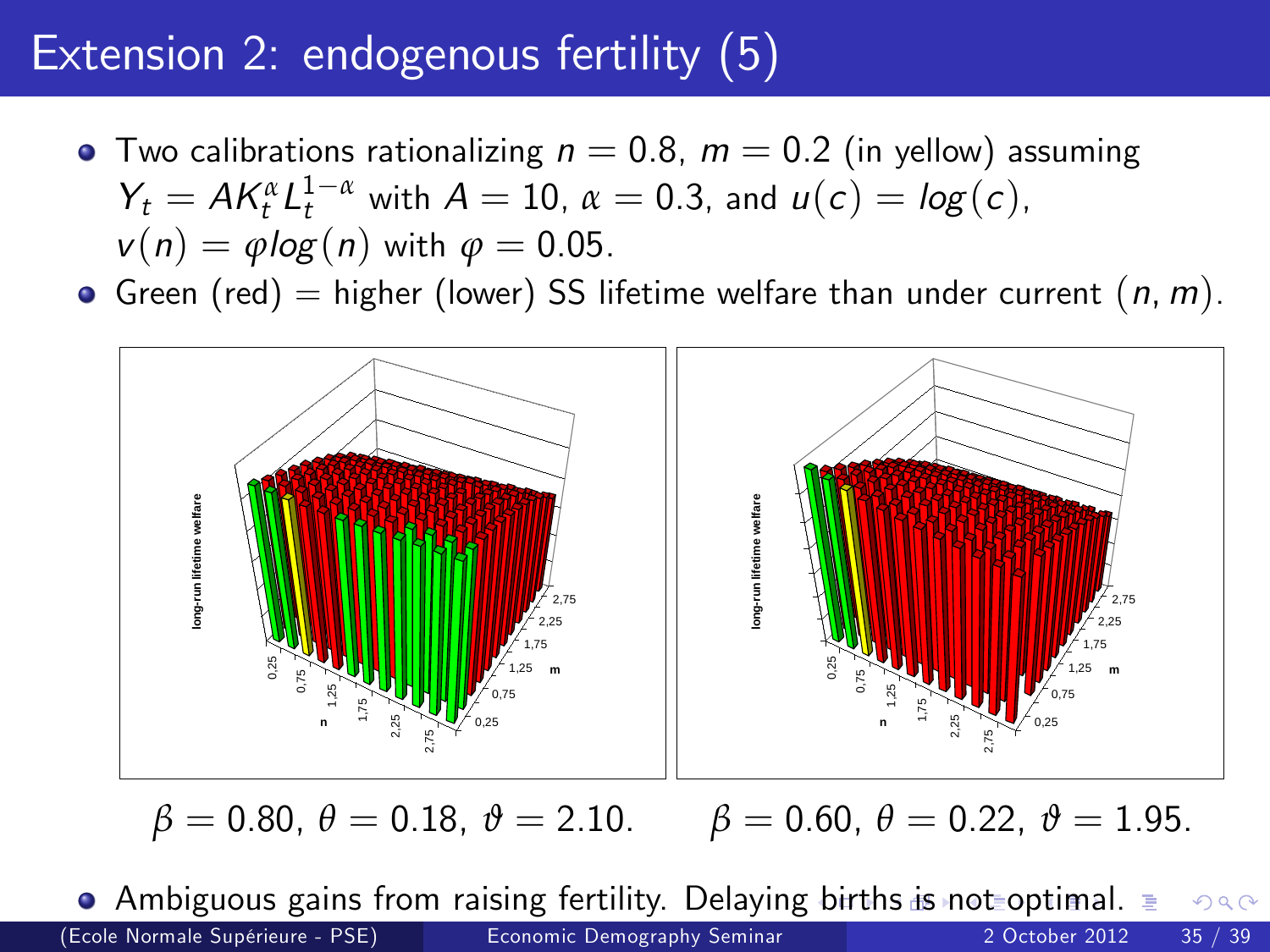# Extension 2: endogenous fertility (5)

- Two calibrations rationalizing $n = 0.8$, $m = 0.2$ (in yellow) assuming $Y_t = AK_t^{\alpha} L_t^{1-\alpha}$ with $A = 10$, $\alpha = 0.3$, and $u(c) = log(c)$, $v(n) = \varphi log(n)$ with $\varphi = 0.05$.
- Green (red) = higher (lower) SS lifetime welfare than under current $(n, m)$.

$\beta = 0.80$, $\theta = 0.18$, $\vartheta = 2.10$. $\beta = 0.60$, $\theta = 0.22$, $\vartheta = 1.95$.

- Ambiguous gains from raising fertility. Delaying births is not optimal.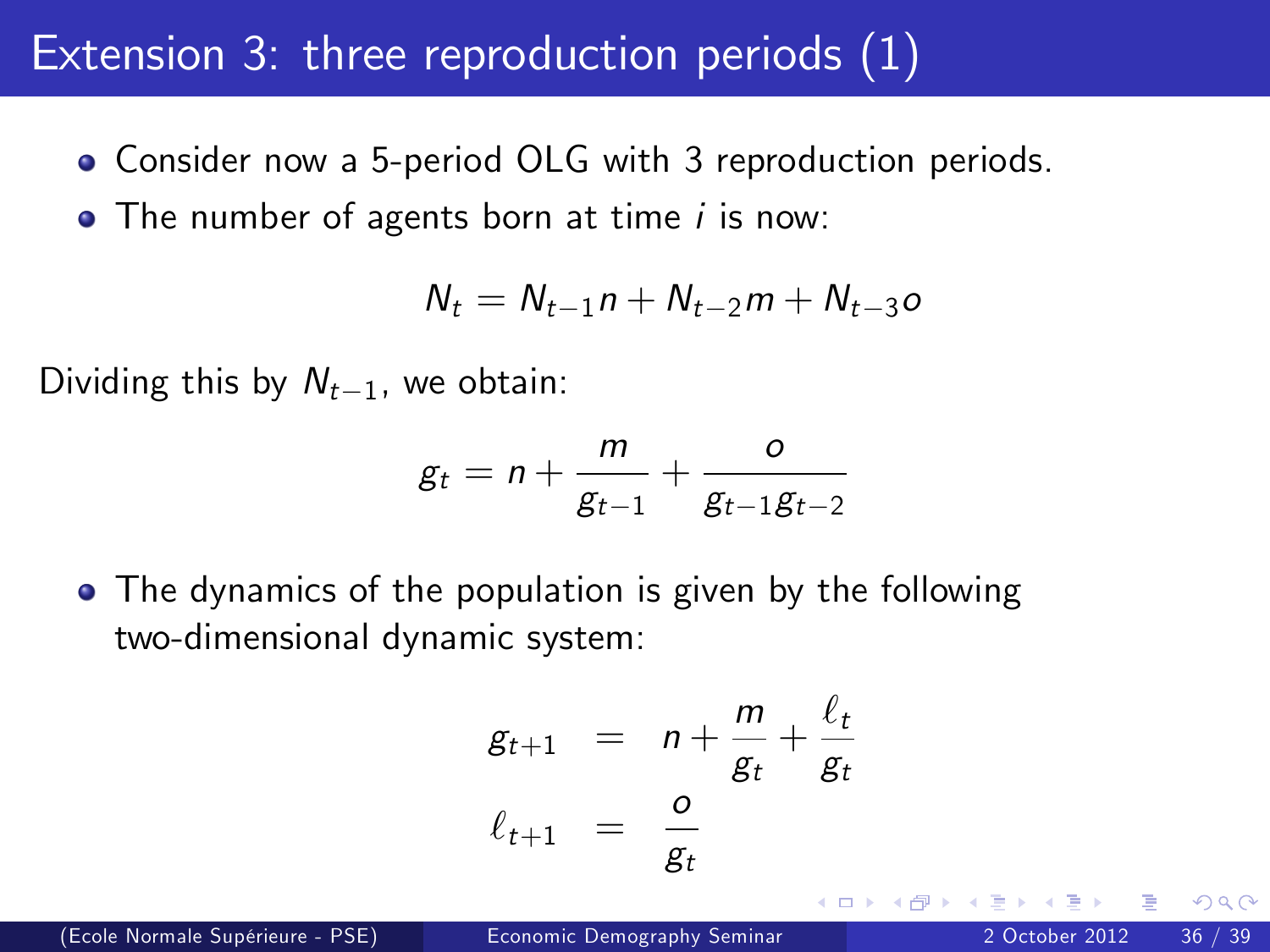# Extension 3: three reproduction periods (1)

- Consider now a 5-period OLG with 3 reproduction periods.
- The number of agents born at time $i$ is now:

$$N_t = N_{t-1}n + N_{t-2}m + N_{t-3}o$$

Dividing this by $N_{t-1}$, we obtain:

$$g_t = n + \frac{m}{g_{t-1}} + \frac{o}{g_{t-1}g_{t-2}}$$

- The dynamics of the population is given by the following two-dimensional dynamic system:

$$\begin{aligned} g_{t+1} &= n + \frac{m}{g_t} + \frac{\ell_t}{g_t} \\ \ell_{t+1} &= \frac{o}{g_t} \end{aligned}$$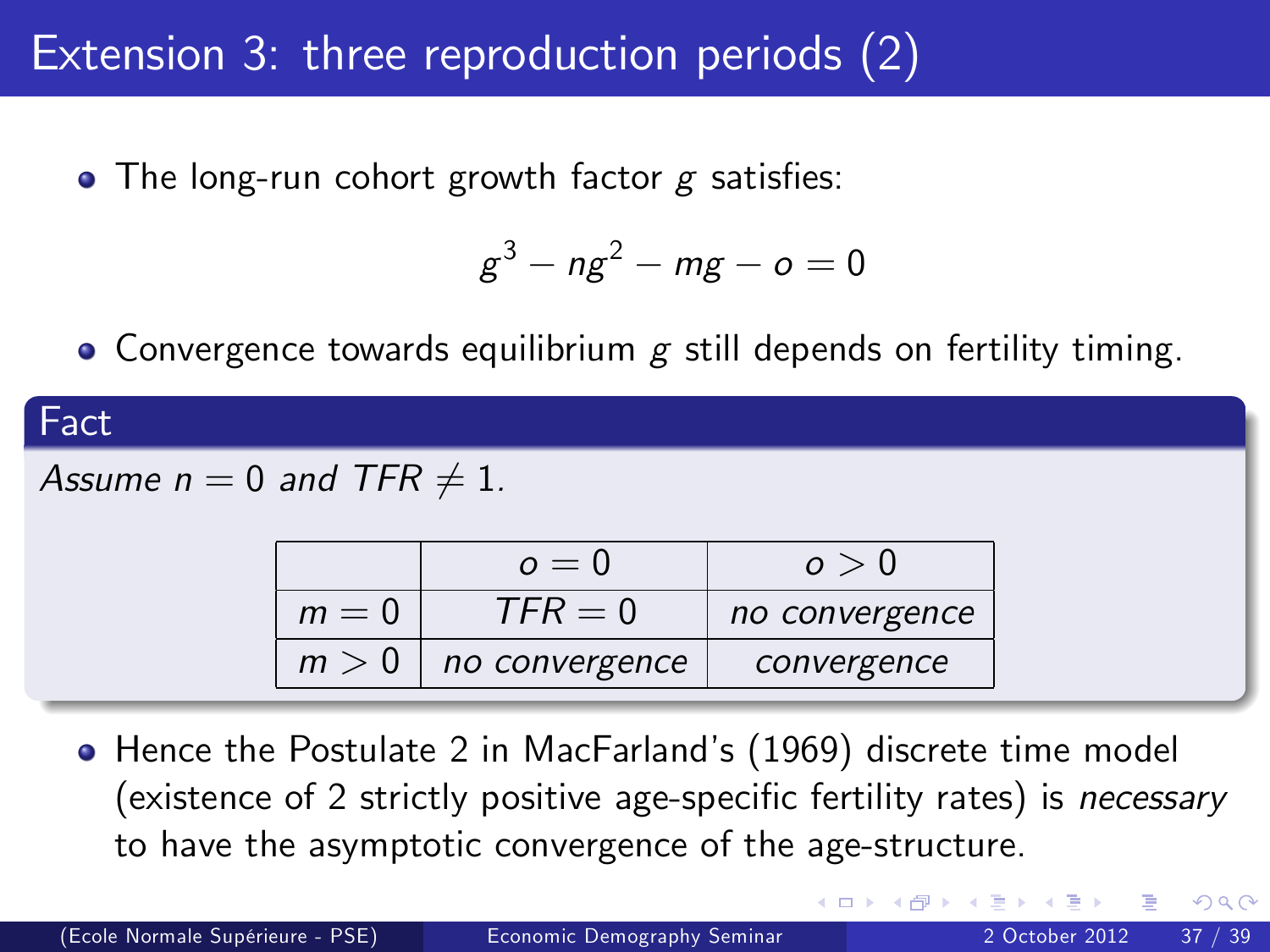# Extension 3: three reproduction periods (2)

- The long-run cohort growth factor $g$ satisfies:

$$g^3 - ng^2 - mg - o = 0$$

- Convergence towards equilibrium $g$ still depends on fertility timing.

**Fact**

*Assume $n = 0$ and $TFR \neq 1$.*

| | $o = 0$ | $o > 0$ |
|---|---|---|
| $m = 0$ | $TFR = 0$ | *no convergence* |
| $m > 0$ | *no convergence* | *convergence* |

- Hence the Postulate 2 in MacFarland's (1969) discrete time model (existence of 2 strictly positive age-specific fertility rates) is *necessary* to have the asymptotic convergence of the age-structure.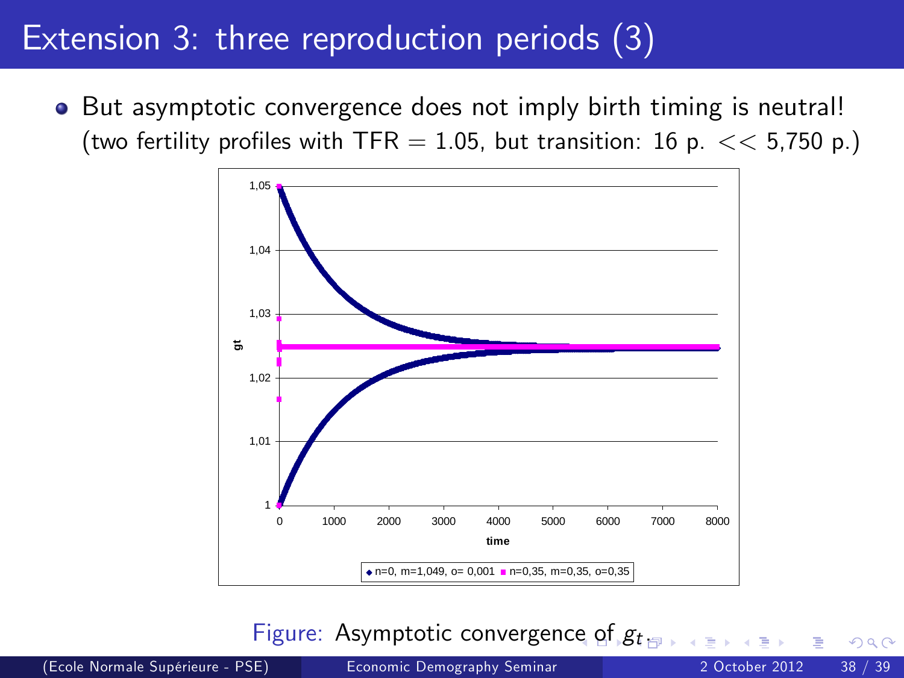# Extension 3: three reproduction periods (3)

- But asymptotic convergence does not imply birth timing is neutral! (two fertility profiles with TFR = 1.05, but transition: 16 p. << 5,750 p.)

Figure: Asymptotic convergence of $g_t$.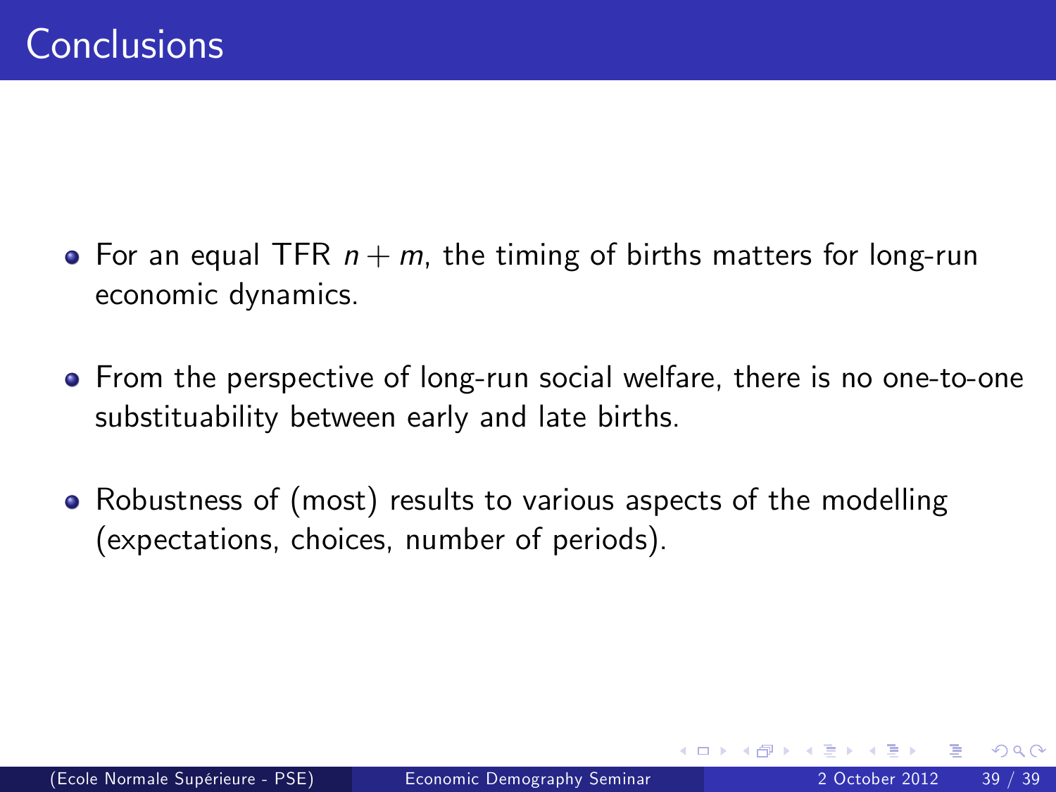# Conclusions

- For an equal TFR $n + m$, the timing of births matters for long-run economic dynamics.
- From the perspective of long-run social welfare, there is no one-to-one substituability between early and late births.
- Robustness of (most) results to various aspects of the modelling (expectations, choices, number of periods).